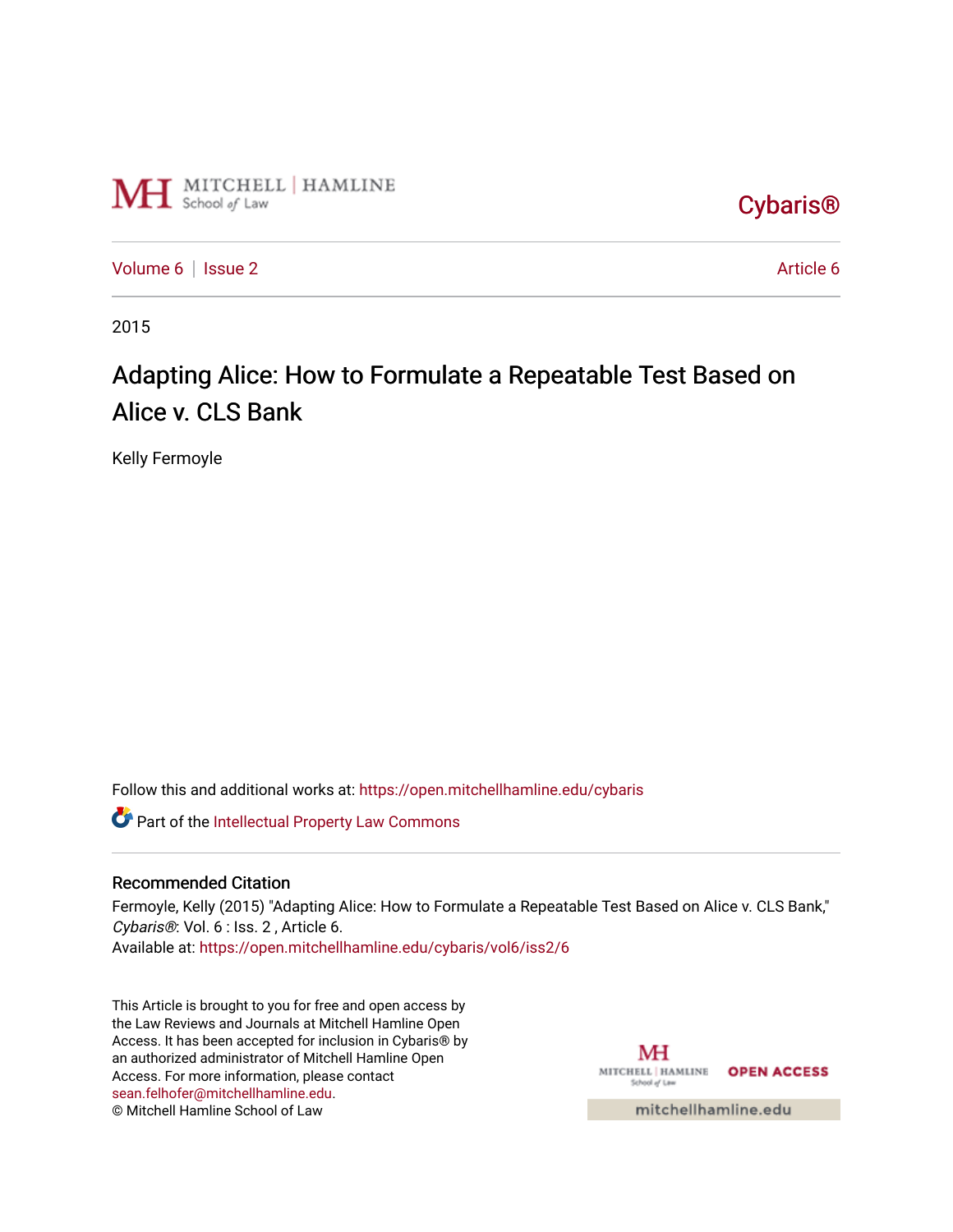MITCHELL | HAMLINE
School of Law

Cybaris®

Volume 6 | Issue 2 | Article 6

2015

# Adapting Alice: How to Formulate a Repeatable Test Based on Alice v. CLS Bank

Kelly Fermoyle

Follow this and additional works at: https://open.mitchellhamline.edu/cybaris

Part of the Intellectual Property Law Commons

## Recommended Citation

Fermoyle, Kelly (2015) "Adapting Alice: How to Formulate a Repeatable Test Based on Alice v. CLS Bank," *Cybaris®*: Vol. 6 : Iss. 2 , Article 6.
Available at: https://open.mitchellhamline.edu/cybaris/vol6/iss2/6

This Article is brought to you for free and open access by the Law Reviews and Journals at Mitchell Hamline Open Access. It has been accepted for inclusion in Cybaris® by an authorized administrator of Mitchell Hamline Open Access. For more information, please contact sean.felhofer@mitchellhamline.edu.
© Mitchell Hamline School of Law

MITCHELL | HAMLINE School of Law OPEN ACCESS

mitchellhamline.edu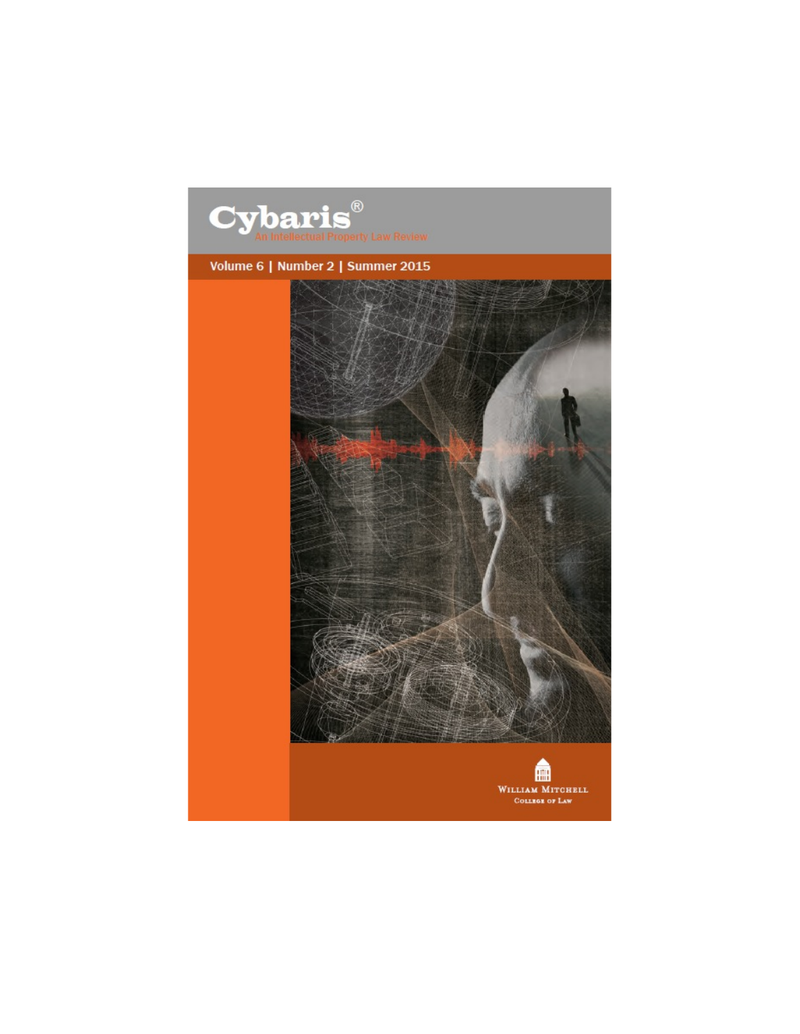# Cybaris®

An Intellectual Property Law Review

Volume 6 | Number 2 | Summer 2015

William Mitchell College of Law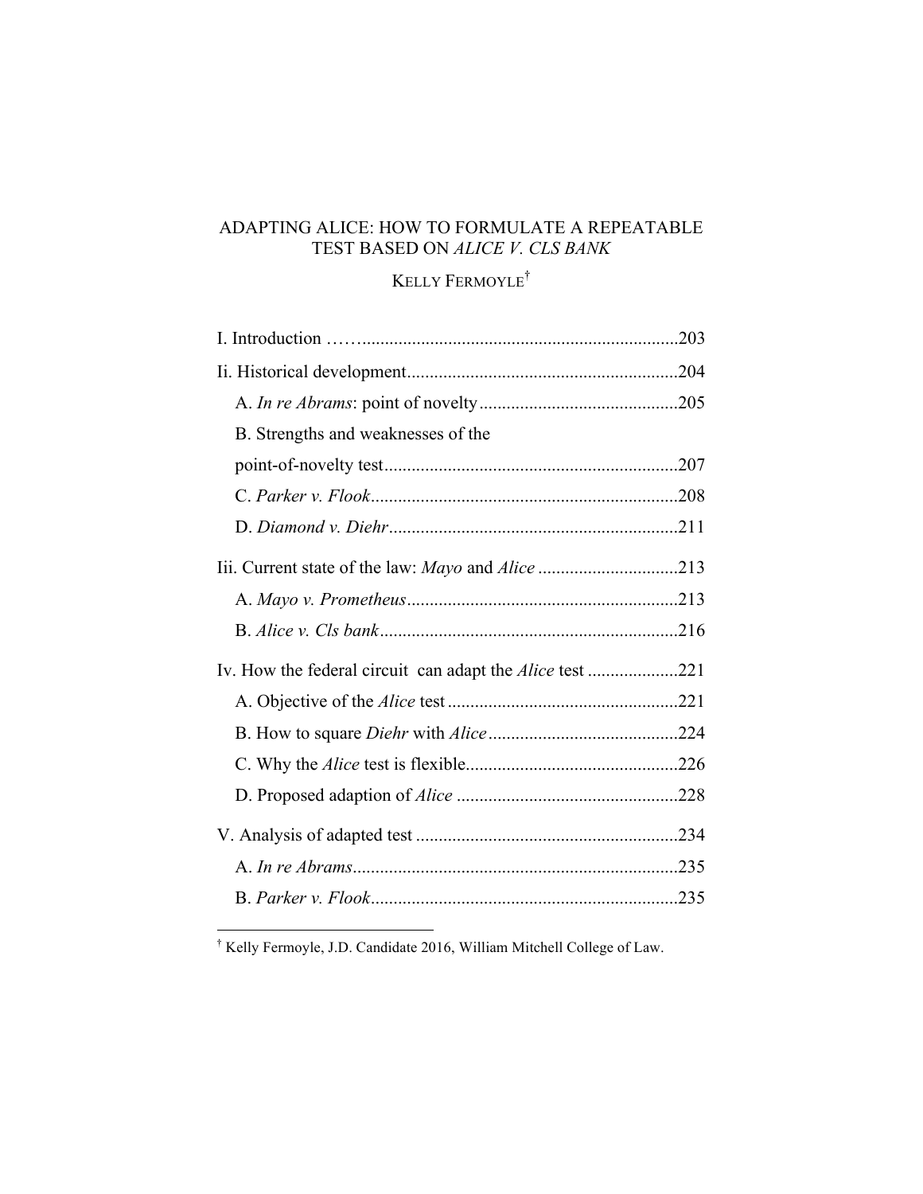# ADAPTING ALICE: HOW TO FORMULATE A REPEATABLE TEST BASED ON *ALICE V. CLS BANK*

KELLY FERMOYLE[†]

I. Introduction ……......................................................................203

Ii. Historical development............................................................204

A. *In re Abrams*: point of novelty............................................205

B. Strengths and weaknesses of the point-of-novelty test.................................................................207

C. *Parker v. Flook*....................................................................208

D. *Diamond v. Diehr*................................................................211

Iii. Current state of the law: *Mayo* and *Alice* ...............................213

A. *Mayo v. Prometheus*............................................................213

B. *Alice v. Cls bank*..................................................................216

Iv. How the federal circuit can adapt the *Alice* test ....................221

A. Objective of the *Alice* test...................................................221

B. How to square *Diehr* with *Alice*..........................................224

C. Why the *Alice* test is flexible...............................................226

D. Proposed adaption of *Alice* .................................................228

V. Analysis of adapted test ..........................................................234

A. *In re Abrams*........................................................................235

B. *Parker v. Flook*....................................................................235

---

[†] Kelly Fermoyle, J.D. Candidate 2016, William Mitchell College of Law.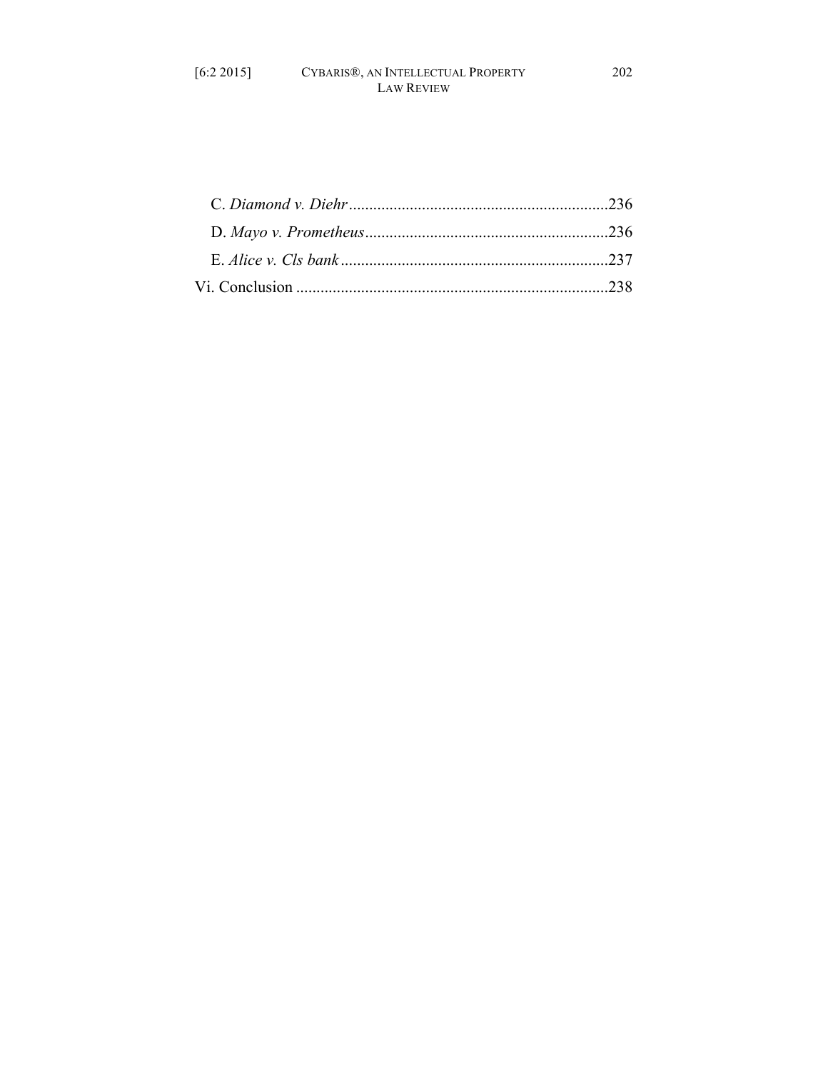C. *Diamond v. Diehr* ................................................................236

D. *Mayo v. Prometheus* ............................................................236

E. *Alice v. Cls bank* ..................................................................237

Vi. Conclusion ..............................................................................238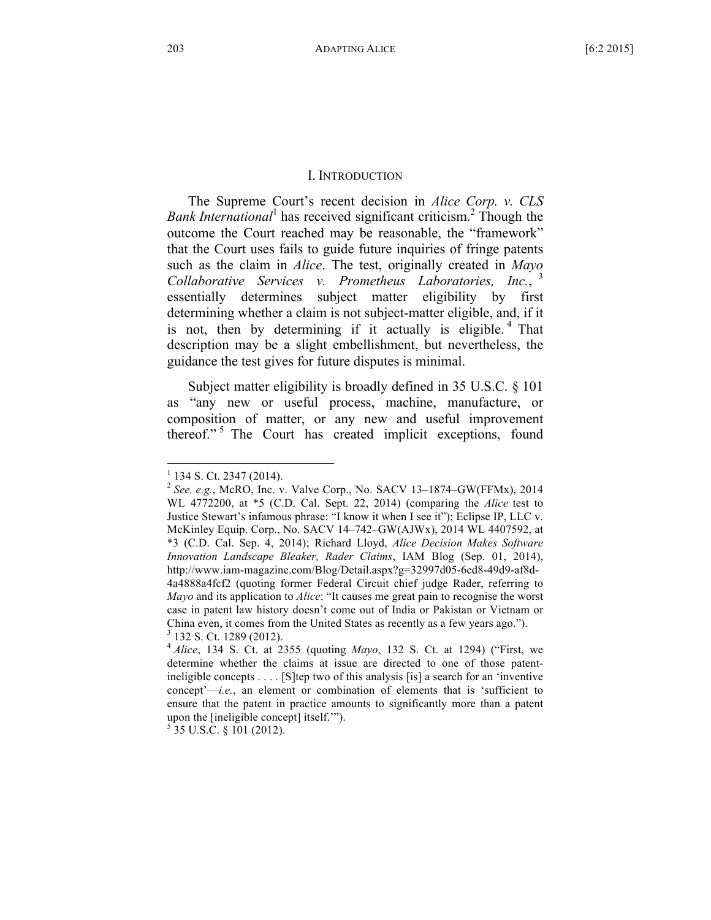## I. INTRODUCTION

The Supreme Court's recent decision in *Alice Corp. v. CLS Bank International*[1] has received significant criticism.[2] Though the outcome the Court reached may be reasonable, the "framework" that the Court uses fails to guide future inquiries of fringe patents such as the claim in *Alice*. The test, originally created in *Mayo Collaborative Services v. Prometheus Laboratories, Inc.*,[3] essentially determines subject matter eligibility by first determining whether a claim is not subject-matter eligible, and, if it is not, then by determining if it actually is eligible.[4] That description may be a slight embellishment, but nevertheless, the guidance the test gives for future disputes is minimal.

Subject matter eligibility is broadly defined in 35 U.S.C. § 101 as "any new or useful process, machine, manufacture, or composition of matter, or any new and useful improvement thereof."[5] The Court has created implicit exceptions, found

---

[1] 134 S. Ct. 2347 (2014).

[2] *See, e.g.*, McRO, Inc. v. Valve Corp., No. SACV 13–1874–GW(FFMx), 2014 WL 4772200, at *5 (C.D. Cal. Sept. 22, 2014) (comparing the *Alice* test to Justice Stewart's infamous phrase: "I know it when I see it"); Eclipse IP, LLC v. McKinley Equip. Corp., No. SACV 14–742–GW(AJWx), 2014 WL 4407592, at *3 (C.D. Cal. Sep. 4, 2014); Richard Lloyd, *Alice Decision Makes Software Innovation Landscape Bleaker, Rader Claims*, IAM Blog (Sep. 01, 2014), http://www.iam-magazine.com/Blog/Detail.aspx?g=32997d05-6cd8-49d9-af8d-4a4888a4fcf2 (quoting former Federal Circuit chief judge Rader, referring to *Mayo* and its application to *Alice*: "It causes me great pain to recognise the worst case in patent law history doesn't come out of India or Pakistan or Vietnam or China even, it comes from the United States as recently as a few years ago.").

[3] 132 S. Ct. 1289 (2012).

[4] *Alice*, 134 S. Ct. at 2355 (quoting *Mayo*, 132 S. Ct. at 1294) ("First, we determine whether the claims at issue are directed to one of those patent-ineligible concepts . . . . [S]tep two of this analysis [is] a search for an 'inventive concept'—*i.e.*, an element or combination of elements that is 'sufficient to ensure that the patent in practice amounts to significantly more than a patent upon the [ineligible concept] itself.'").

[5] 35 U.S.C. § 101 (2012).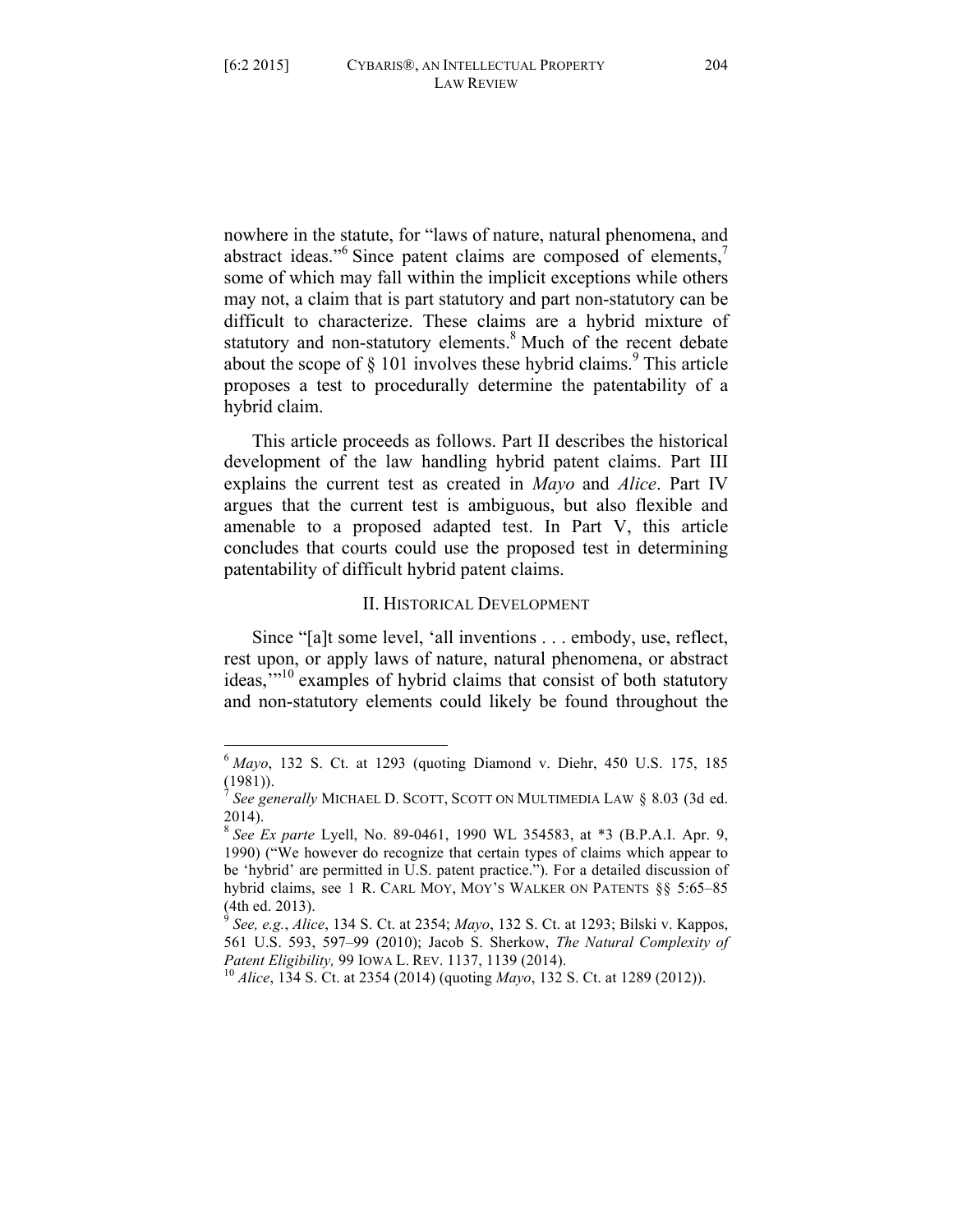nowhere in the statute, for "laws of nature, natural phenomena, and abstract ideas."[6] Since patent claims are composed of elements,[7] some of which may fall within the implicit exceptions while others may not, a claim that is part statutory and part non-statutory can be difficult to characterize. These claims are a hybrid mixture of statutory and non-statutory elements.[8] Much of the recent debate about the scope of § 101 involves these hybrid claims.[9] This article proposes a test to procedurally determine the patentability of a hybrid claim.

This article proceeds as follows. Part II describes the historical development of the law handling hybrid patent claims. Part III explains the current test as created in *Mayo* and *Alice*. Part IV argues that the current test is ambiguous, but also flexible and amenable to a proposed adapted test. In Part V, this article concludes that courts could use the proposed test in determining patentability of difficult hybrid patent claims.

## II. Historical Development

Since "[a]t some level, 'all inventions . . . embody, use, reflect, rest upon, or apply laws of nature, natural phenomena, or abstract ideas,'"[10] examples of hybrid claims that consist of both statutory and non-statutory elements could likely be found throughout the

---

[6] *Mayo*, 132 S. Ct. at 1293 (quoting Diamond v. Diehr, 450 U.S. 175, 185 (1981)).

[7] *See generally* MICHAEL D. SCOTT, SCOTT ON MULTIMEDIA LAW § 8.03 (3d ed. 2014).

[8] *See Ex parte* Lyell, No. 89-0461, 1990 WL 354583, at *3 (B.P.A.I. Apr. 9, 1990) ("We however do recognize that certain types of claims which appear to be 'hybrid' are permitted in U.S. patent practice."). For a detailed discussion of hybrid claims, see 1 R. CARL MOY, MOY'S WALKER ON PATENTS §§ 5:65–85 (4th ed. 2013).

[9] *See, e.g.*, *Alice*, 134 S. Ct. at 2354; *Mayo*, 132 S. Ct. at 1293; Bilski v. Kappos, 561 U.S. 593, 597–99 (2010); Jacob S. Sherkow, *The Natural Complexity of Patent Eligibility,* 99 IOWA L. REV. 1137, 1139 (2014).

[10] *Alice*, 134 S. Ct. at 2354 (2014) (quoting *Mayo*, 132 S. Ct. at 1289 (2012)).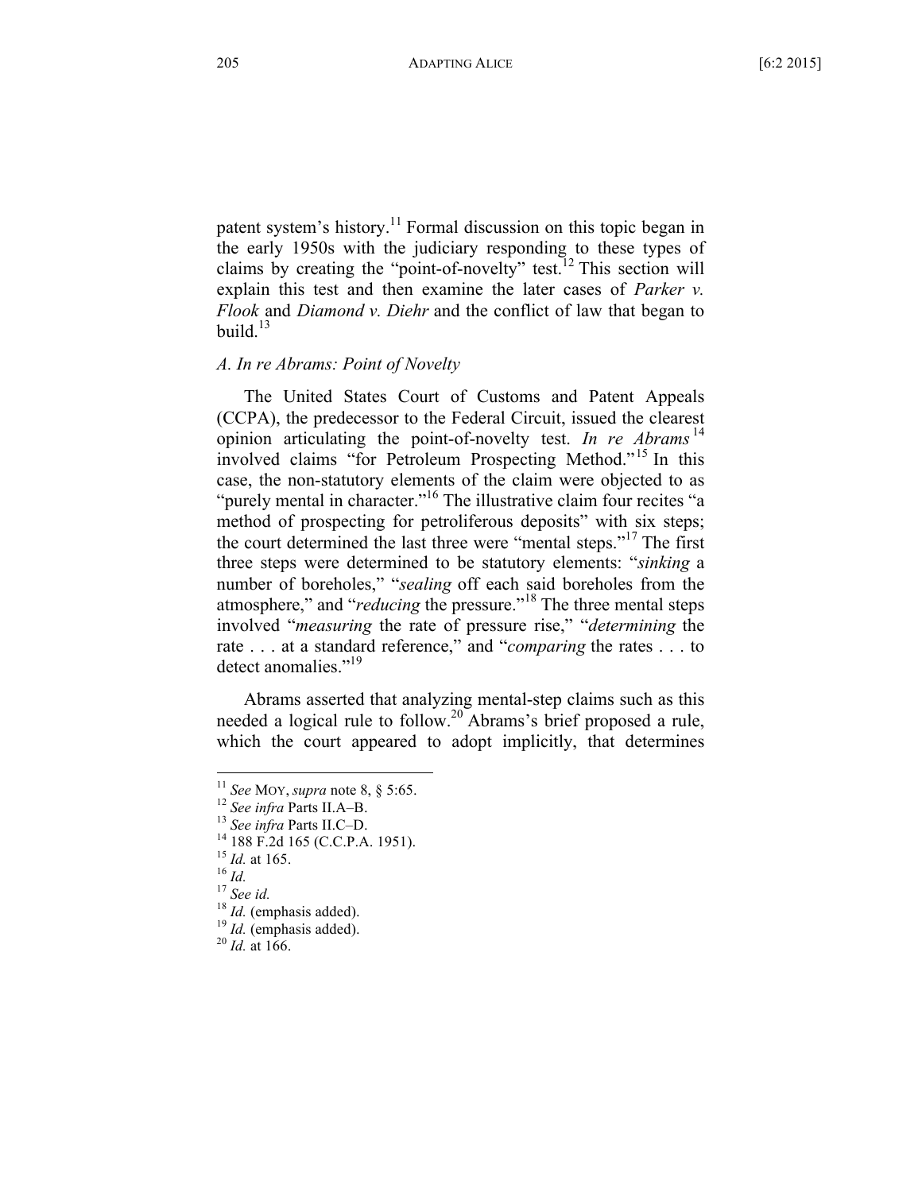patent system's history.[11] Formal discussion on this topic began in the early 1950s with the judiciary responding to these types of claims by creating the "point-of-novelty" test.[12] This section will explain this test and then examine the later cases of *Parker v. Flook* and *Diamond v. Diehr* and the conflict of law that began to build.[13]

### *A. In re Abrams: Point of Novelty*

The United States Court of Customs and Patent Appeals (CCPA), the predecessor to the Federal Circuit, issued the clearest opinion articulating the point-of-novelty test. *In re Abrams*[14] involved claims "for Petroleum Prospecting Method."[15] In this case, the non-statutory elements of the claim were objected to as "purely mental in character."[16] The illustrative claim four recites "a method of prospecting for petroliferous deposits" with six steps; the court determined the last three were "mental steps."[17] The first three steps were determined to be statutory elements: "*sinking* a number of boreholes," "*sealing* off each said boreholes from the atmosphere," and "*reducing* the pressure."[18] The three mental steps involved "*measuring* the rate of pressure rise," "*determining* the rate . . . at a standard reference," and "*comparing* the rates . . . to detect anomalies."[19]

Abrams asserted that analyzing mental-step claims such as this needed a logical rule to follow.[20] Abrams's brief proposed a rule, which the court appeared to adopt implicitly, that determines

---

[11] *See* MOY, *supra* note 8, § 5:65.
[12] *See infra* Parts II.A–B.
[13] *See infra* Parts II.C–D.
[14] 188 F.2d 165 (C.C.P.A. 1951).
[15] *Id.* at 165.
[16] *Id.*
[17] *See id.*
[18] *Id.* (emphasis added).
[19] *Id.* (emphasis added).
[20] *Id.* at 166.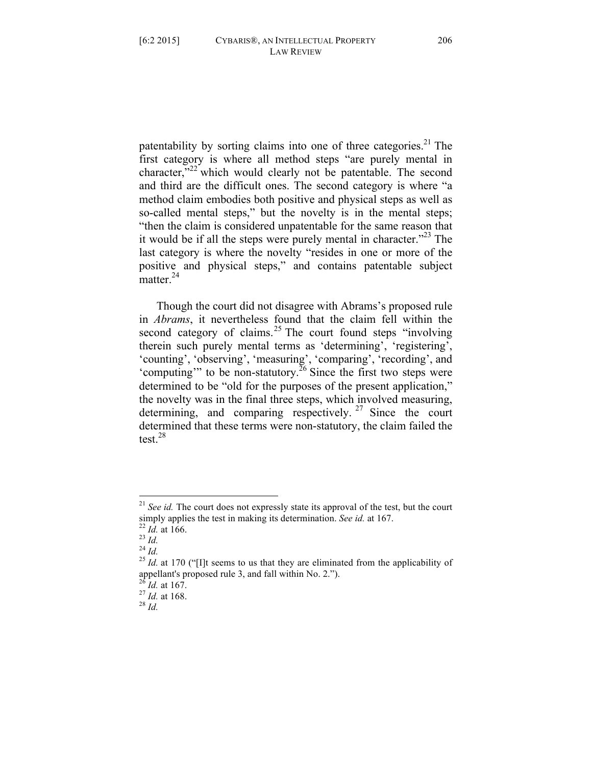patentability by sorting claims into one of three categories.[21] The first category is where all method steps "are purely mental in character,"[22] which would clearly not be patentable. The second and third are the difficult ones. The second category is where "a method claim embodies both positive and physical steps as well as so-called mental steps," but the novelty is in the mental steps; "then the claim is considered unpatentable for the same reason that it would be if all the steps were purely mental in character."[23] The last category is where the novelty "resides in one or more of the positive and physical steps," and contains patentable subject matter.[24]

Though the court did not disagree with Abrams's proposed rule in *Abrams*, it nevertheless found that the claim fell within the second category of claims.[25] The court found steps "involving therein such purely mental terms as 'determining', 'registering', 'counting', 'observing', 'measuring', 'comparing', 'recording', and 'computing'" to be non-statutory.[26] Since the first two steps were determined to be "old for the purposes of the present application," the novelty was in the final three steps, which involved measuring, determining, and comparing respectively.[27] Since the court determined that these terms were non-statutory, the claim failed the test.[28]

---

[21] *See id.* The court does not expressly state its approval of the test, but the court simply applies the test in making its determination. *See id.* at 167.

[22] *Id.* at 166.

[23] *Id.*

[24] *Id.*

[25] *Id.* at 170 ("[I]t seems to us that they are eliminated from the applicability of appellant's proposed rule 3, and fall within No. 2.").

[26] *Id.* at 167.

[27] *Id.* at 168.

[28] *Id.*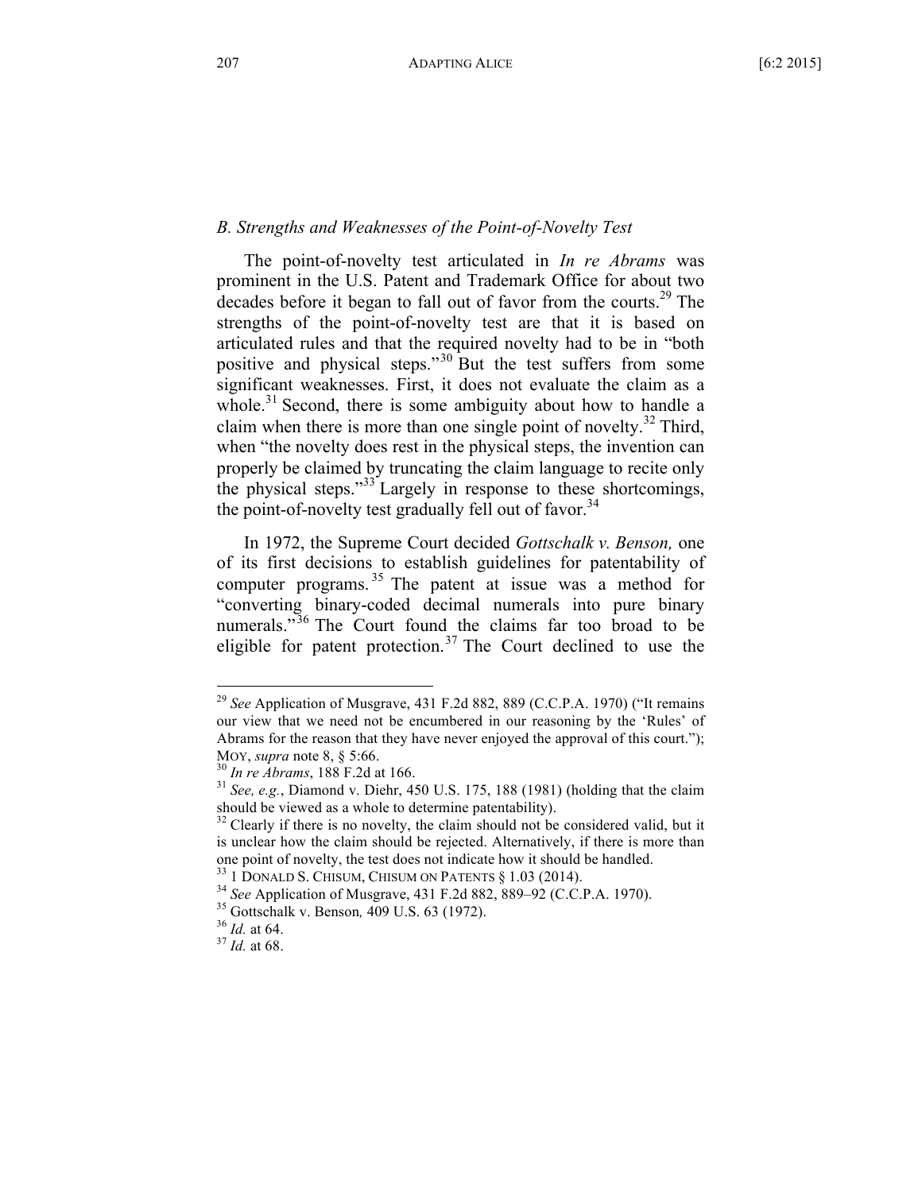### *B. Strengths and Weaknesses of the Point-of-Novelty Test*

The point-of-novelty test articulated in *In re Abrams* was prominent in the U.S. Patent and Trademark Office for about two decades before it began to fall out of favor from the courts.[29] The strengths of the point-of-novelty test are that it is based on articulated rules and that the required novelty had to be in "both positive and physical steps."[30] But the test suffers from some significant weaknesses. First, it does not evaluate the claim as a whole.[31] Second, there is some ambiguity about how to handle a claim when there is more than one single point of novelty.[32] Third, when "the novelty does rest in the physical steps, the invention can properly be claimed by truncating the claim language to recite only the physical steps."[33] Largely in response to these shortcomings, the point-of-novelty test gradually fell out of favor.[34]

In 1972, the Supreme Court decided *Gottschalk v. Benson,* one of its first decisions to establish guidelines for patentability of computer programs.[35] The patent at issue was a method for "converting binary-coded decimal numerals into pure binary numerals."[36] The Court found the claims far too broad to be eligible for patent protection.[37] The Court declined to use the

---

[29] *See* Application of Musgrave, 431 F.2d 882, 889 (C.C.P.A. 1970) ("It remains our view that we need not be encumbered in our reasoning by the 'Rules' of Abrams for the reason that they have never enjoyed the approval of this court."); MOY, *supra* note 8, § 5:66.

[30] *In re Abrams*, 188 F.2d at 166.

[31] *See, e.g.*, Diamond v. Diehr, 450 U.S. 175, 188 (1981) (holding that the claim should be viewed as a whole to determine patentability).

[32] Clearly if there is no novelty, the claim should not be considered valid, but it is unclear how the claim should be rejected. Alternatively, if there is more than one point of novelty, the test does not indicate how it should be handled.

[33] 1 DONALD S. CHISUM, CHISUM ON PATENTS § 1.03 (2014).

[34] *See* Application of Musgrave, 431 F.2d 882, 889–92 (C.C.P.A. 1970).

[35] Gottschalk v. Benson*,* 409 U.S. 63 (1972).

[36] *Id.* at 64.

[37] *Id.* at 68.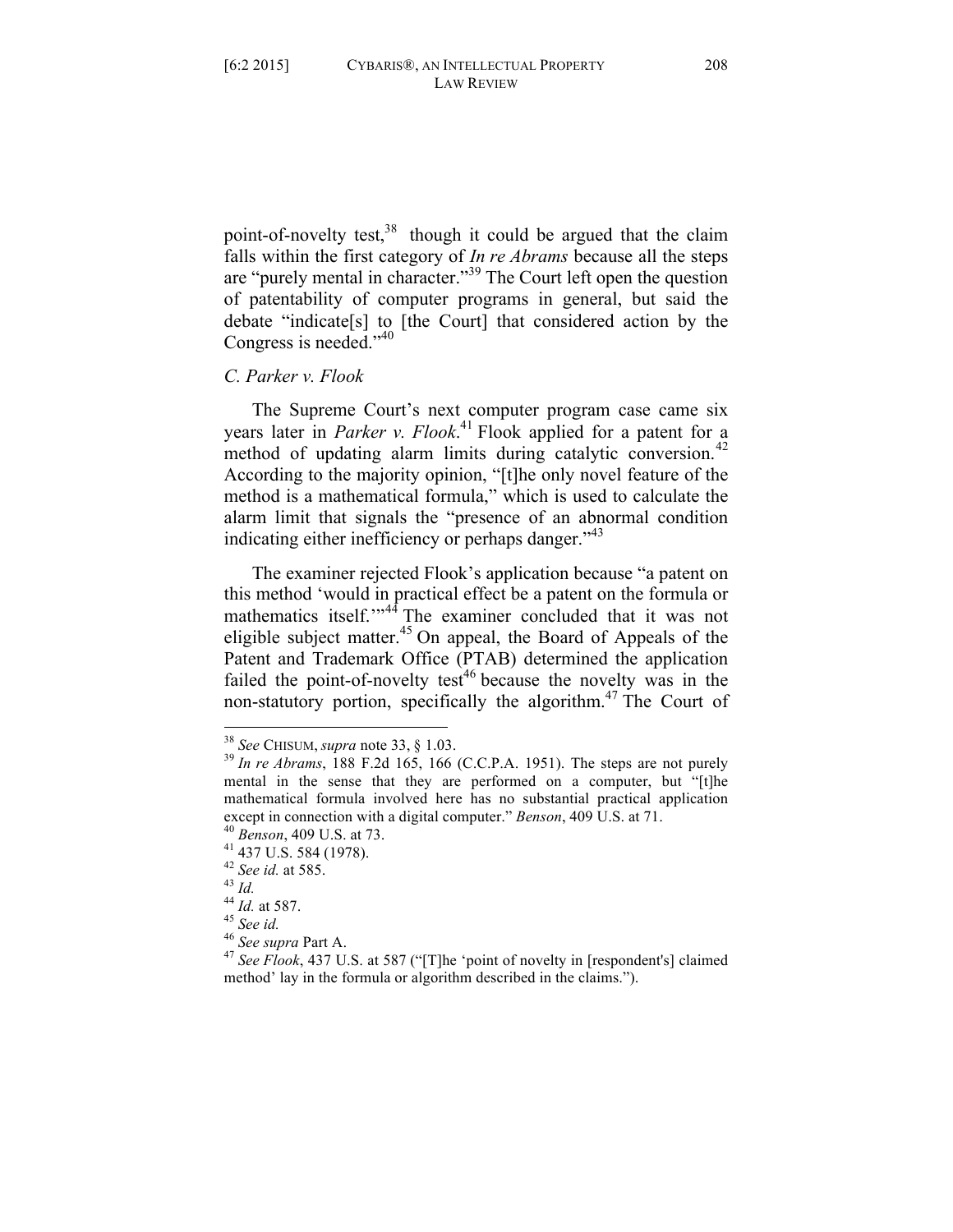point-of-novelty test,[38] though it could be argued that the claim falls within the first category of *In re Abrams* because all the steps are "purely mental in character."[39] The Court left open the question of patentability of computer programs in general, but said the debate "indicate[s] to [the Court] that considered action by the Congress is needed."[40]

### *C. Parker v. Flook*

The Supreme Court's next computer program case came six years later in *Parker v. Flook*.[41] Flook applied for a patent for a method of updating alarm limits during catalytic conversion.[42] According to the majority opinion, "[t]he only novel feature of the method is a mathematical formula," which is used to calculate the alarm limit that signals the "presence of an abnormal condition indicating either inefficiency or perhaps danger."[43]

The examiner rejected Flook's application because "a patent on this method 'would in practical effect be a patent on the formula or mathematics itself.'"[44] The examiner concluded that it was not eligible subject matter.[45] On appeal, the Board of Appeals of the Patent and Trademark Office (PTAB) determined the application failed the point-of-novelty test[46] because the novelty was in the non-statutory portion, specifically the algorithm.[47] The Court of

---

[38] *See* CHISUM, *supra* note 33, § 1.03.

[39] *In re Abrams*, 188 F.2d 165, 166 (C.C.P.A. 1951). The steps are not purely mental in the sense that they are performed on a computer, but "[t]he mathematical formula involved here has no substantial practical application except in connection with a digital computer." *Benson*, 409 U.S. at 71.

[40] *Benson*, 409 U.S. at 73.

[41] 437 U.S. 584 (1978).

[42] *See id.* at 585.

[43] *Id.*

[44] *Id.* at 587.

[45] *See id.*

[46] *See supra* Part A.

[47] *See Flook*, 437 U.S. at 587 ("[T]he 'point of novelty in [respondent's] claimed method' lay in the formula or algorithm described in the claims.").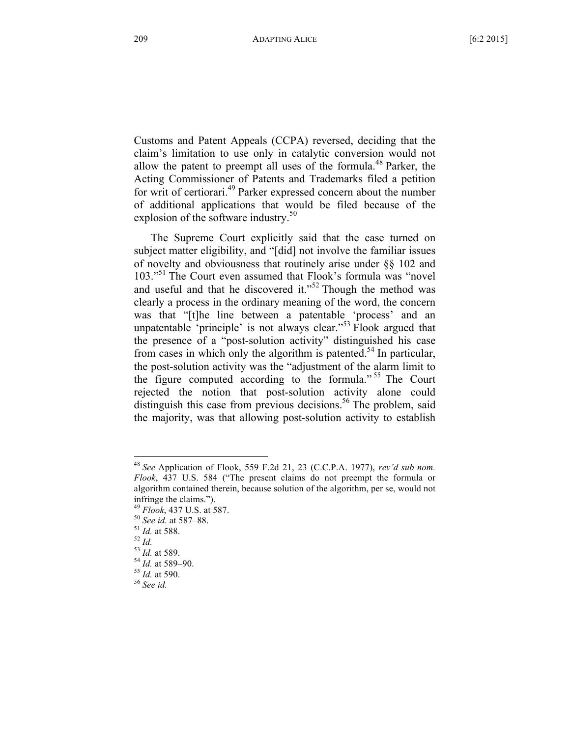Customs and Patent Appeals (CCPA) reversed, deciding that the claim's limitation to use only in catalytic conversion would not allow the patent to preempt all uses of the formula.[48] Parker, the Acting Commissioner of Patents and Trademarks filed a petition for writ of certiorari.[49] Parker expressed concern about the number of additional applications that would be filed because of the explosion of the software industry.[50]

The Supreme Court explicitly said that the case turned on subject matter eligibility, and "[did] not involve the familiar issues of novelty and obviousness that routinely arise under §§ 102 and 103."[51] The Court even assumed that Flook's formula was "novel and useful and that he discovered it."[52] Though the method was clearly a process in the ordinary meaning of the word, the concern was that "[t]he line between a patentable 'process' and an unpatentable 'principle' is not always clear."[53] Flook argued that the presence of a "post-solution activity" distinguished his case from cases in which only the algorithm is patented.[54] In particular, the post-solution activity was the "adjustment of the alarm limit to the figure computed according to the formula."[55] The Court rejected the notion that post-solution activity alone could distinguish this case from previous decisions.[56] The problem, said the majority, was that allowing post-solution activity to establish

---

[48] *See* Application of Flook, 559 F.2d 21, 23 (C.C.P.A. 1977), *rev'd sub nom. Flook*, 437 U.S. 584 ("The present claims do not preempt the formula or algorithm contained therein, because solution of the algorithm, per se, would not infringe the claims.").

[49] *Flook*, 437 U.S. at 587.

[50] *See id.* at 587–88.

[51] *Id.* at 588.

[52] *Id.*

[53] *Id.* at 589.

[54] *Id.* at 589–90.

[55] *Id.* at 590.

[56] *See id.*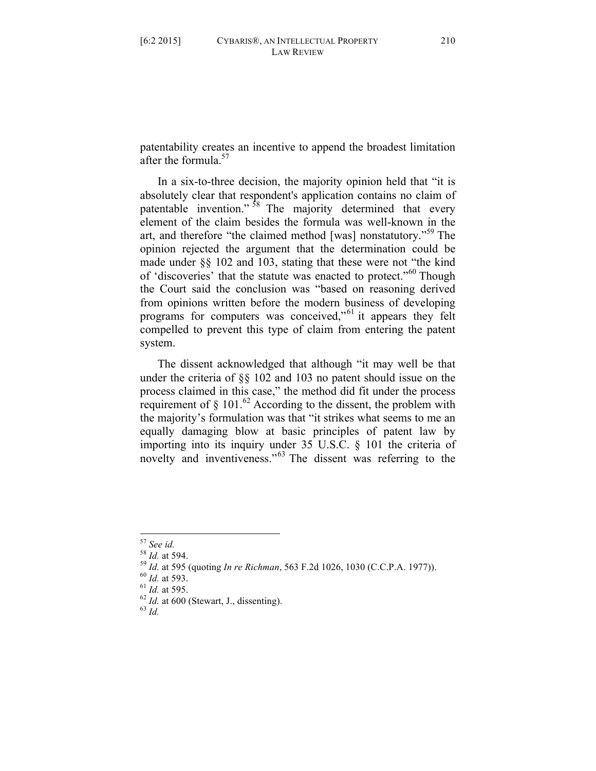patentability creates an incentive to append the broadest limitation after the formula.[57]

In a six-to-three decision, the majority opinion held that "it is absolutely clear that respondent's application contains no claim of patentable invention."[58] The majority determined that every element of the claim besides the formula was well-known in the art, and therefore "the claimed method [was] nonstatutory."[59] The opinion rejected the argument that the determination could be made under §§ 102 and 103, stating that these were not "the kind of 'discoveries' that the statute was enacted to protect."[60] Though the Court said the conclusion was "based on reasoning derived from opinions written before the modern business of developing programs for computers was conceived,"[61] it appears they felt compelled to prevent this type of claim from entering the patent system.

The dissent acknowledged that although "it may well be that under the criteria of §§ 102 and 103 no patent should issue on the process claimed in this case," the method did fit under the process requirement of § 101.[62] According to the dissent, the problem with the majority's formulation was that "it strikes what seems to me an equally damaging blow at basic principles of patent law by importing into its inquiry under 35 U.S.C. § 101 the criteria of novelty and inventiveness."[63] The dissent was referring to the

---

[57] *See id.*

[58] *Id.* at 594.

[59] *Id.* at 595 (quoting *In re Richman*, 563 F.2d 1026, 1030 (C.C.P.A. 1977)).

[60] *Id.* at 593.

[61] *Id.* at 595.

[62] *Id.* at 600 (Stewart, J., dissenting).

[63] *Id.*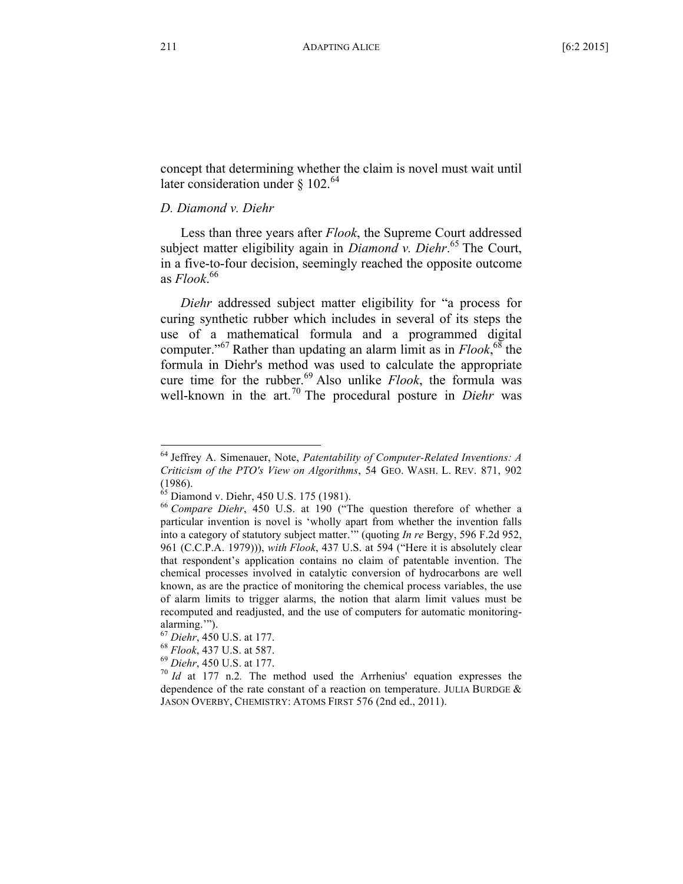concept that determining whether the claim is novel must wait until later consideration under § 102.[64]

### *D. Diamond v. Diehr*

Less than three years after *Flook*, the Supreme Court addressed subject matter eligibility again in *Diamond v. Diehr*.[65] The Court, in a five-to-four decision, seemingly reached the opposite outcome as *Flook*.[66]

*Diehr* addressed subject matter eligibility for "a process for curing synthetic rubber which includes in several of its steps the use of a mathematical formula and a programmed digital computer."[67] Rather than updating an alarm limit as in *Flook*,[68] the formula in Diehr's method was used to calculate the appropriate cure time for the rubber.[69] Also unlike *Flook*, the formula was well-known in the art.[70] The procedural posture in *Diehr* was

---

[64] Jeffrey A. Simenauer, Note, *Patentability of Computer-Related Inventions: A Criticism of the PTO's View on Algorithms*, 54 GEO. WASH. L. REV. 871, 902 (1986).

[65] Diamond v. Diehr, 450 U.S. 175 (1981).

[66] *Compare Diehr*, 450 U.S. at 190 ("The question therefore of whether a particular invention is novel is 'wholly apart from whether the invention falls into a category of statutory subject matter.'" (quoting *In re* Bergy, 596 F.2d 952, 961 (C.C.P.A. 1979))), *with Flook*, 437 U.S. at 594 ("Here it is absolutely clear that respondent's application contains no claim of patentable invention. The chemical processes involved in catalytic conversion of hydrocarbons are well known, as are the practice of monitoring the chemical process variables, the use of alarm limits to trigger alarms, the notion that alarm limit values must be recomputed and readjusted, and the use of computers for automatic monitoring-alarming.'").

[67] *Diehr*, 450 U.S. at 177.

[68] *Flook*, 437 U.S. at 587.

[69] *Diehr*, 450 U.S. at 177.

[70] *Id* at 177 n.2. The method used the Arrhenius' equation expresses the dependence of the rate constant of a reaction on temperature. JULIA BURDGE & JASON OVERBY, CHEMISTRY: ATOMS FIRST 576 (2nd ed., 2011).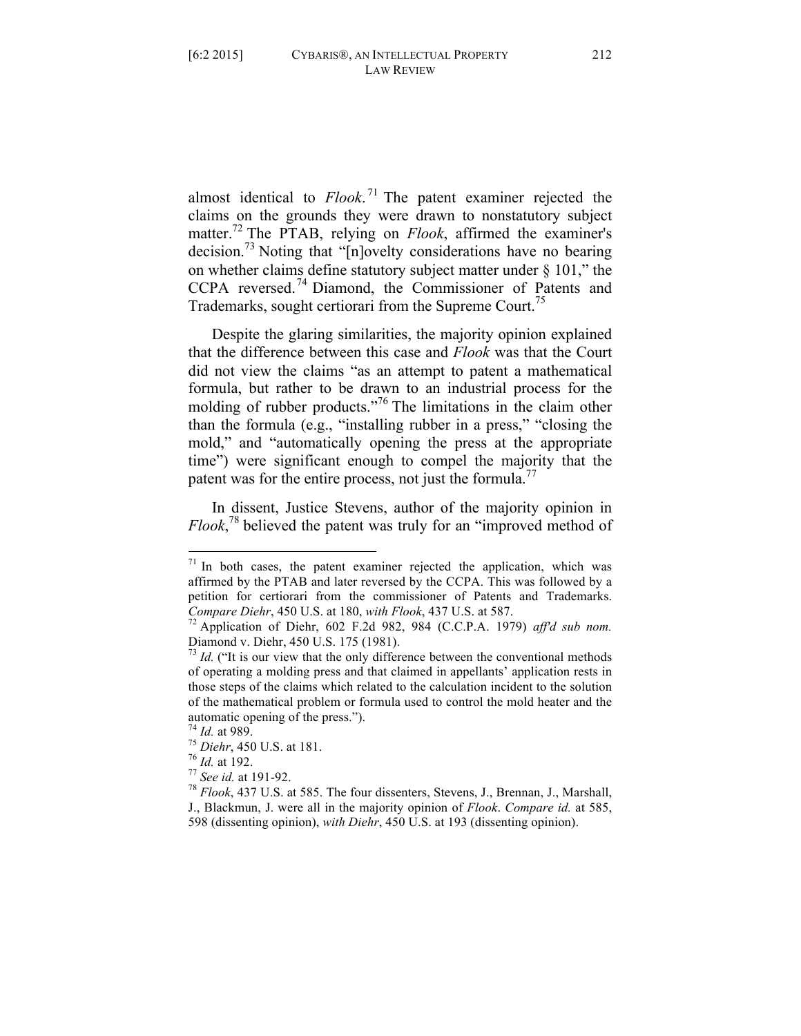almost identical to *Flook*.[71] The patent examiner rejected the claims on the grounds they were drawn to nonstatutory subject matter.[72] The PTAB, relying on *Flook*, affirmed the examiner's decision.[73] Noting that "[n]ovelty considerations have no bearing on whether claims define statutory subject matter under § 101," the CCPA reversed.[74] Diamond, the Commissioner of Patents and Trademarks, sought certiorari from the Supreme Court.[75]

Despite the glaring similarities, the majority opinion explained that the difference between this case and *Flook* was that the Court did not view the claims "as an attempt to patent a mathematical formula, but rather to be drawn to an industrial process for the molding of rubber products."[76] The limitations in the claim other than the formula (e.g., "installing rubber in a press," "closing the mold," and "automatically opening the press at the appropriate time") were significant enough to compel the majority that the patent was for the entire process, not just the formula.[77]

In dissent, Justice Stevens, author of the majority opinion in *Flook*,[78] believed the patent was truly for an "improved method of

---

[71] In both cases, the patent examiner rejected the application, which was affirmed by the PTAB and later reversed by the CCPA. This was followed by a petition for certiorari from the commissioner of Patents and Trademarks. *Compare Diehr*, 450 U.S. at 180, *with Flook*, 437 U.S. at 587.

[72] Application of Diehr, 602 F.2d 982, 984 (C.C.P.A. 1979) *aff'd sub nom.* Diamond v. Diehr, 450 U.S. 175 (1981).

[73] *Id.* ("It is our view that the only difference between the conventional methods of operating a molding press and that claimed in appellants' application rests in those steps of the claims which related to the calculation incident to the solution of the mathematical problem or formula used to control the mold heater and the automatic opening of the press.").

[74] *Id.* at 989.

[75] *Diehr*, 450 U.S. at 181.

[76] *Id.* at 192.

[77] *See id.* at 191-92.

[78] *Flook*, 437 U.S. at 585. The four dissenters, Stevens, J., Brennan, J., Marshall, J., Blackmun, J. were all in the majority opinion of *Flook*. *Compare id.* at 585, 598 (dissenting opinion), *with Diehr*, 450 U.S. at 193 (dissenting opinion).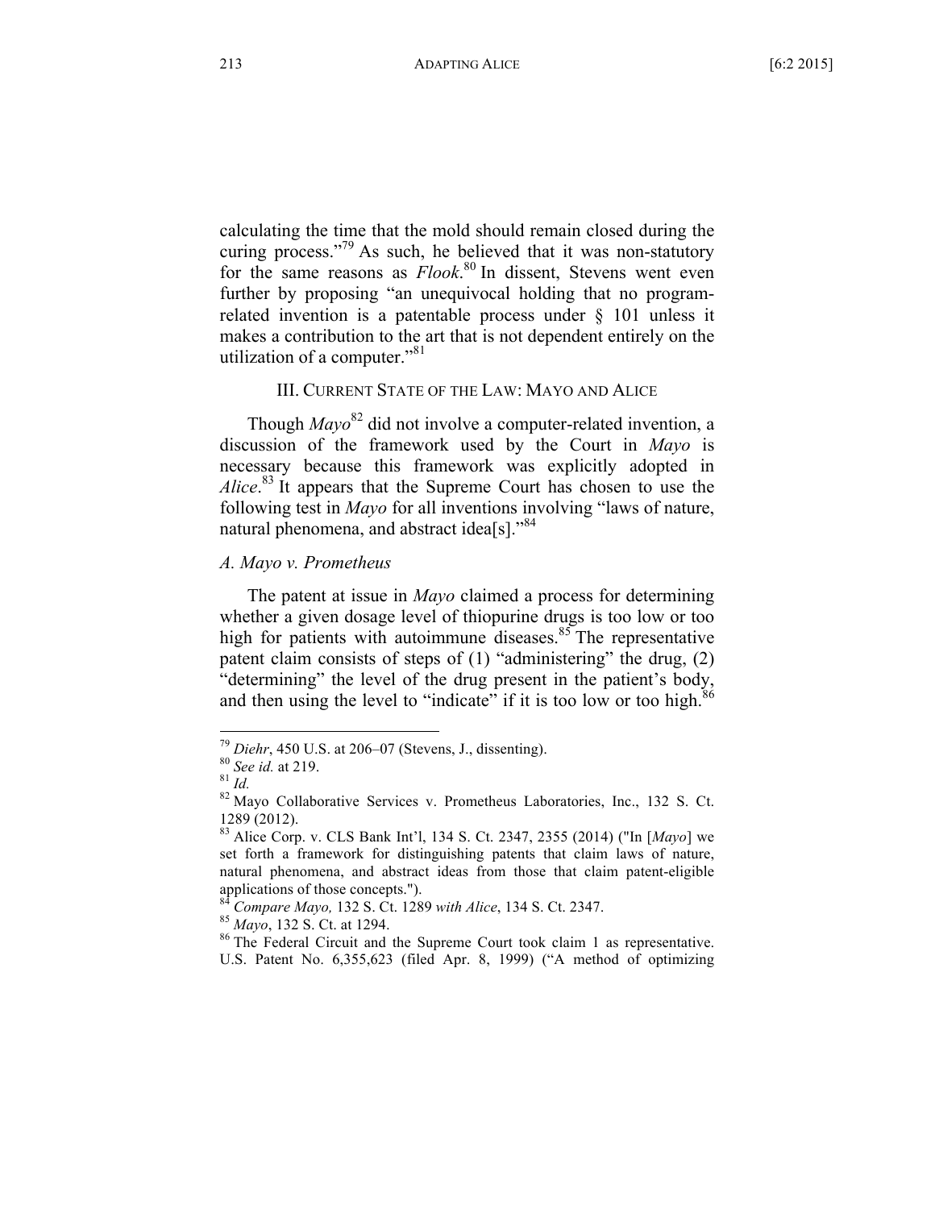calculating the time that the mold should remain closed during the curing process."[79] As such, he believed that it was non-statutory for the same reasons as *Flook*.[80] In dissent, Stevens went even further by proposing "an unequivocal holding that no program-related invention is a patentable process under § 101 unless it makes a contribution to the art that is not dependent entirely on the utilization of a computer."[81]

## III. Current State of the Law: Mayo and Alice

Though *Mayo*[82] did not involve a computer-related invention, a discussion of the framework used by the Court in *Mayo* is necessary because this framework was explicitly adopted in *Alice*.[83] It appears that the Supreme Court has chosen to use the following test in *Mayo* for all inventions involving "laws of nature, natural phenomena, and abstract idea[s]."[84]

### *A. Mayo v. Prometheus*

The patent at issue in *Mayo* claimed a process for determining whether a given dosage level of thiopurine drugs is too low or too high for patients with autoimmune diseases.[85] The representative patent claim consists of steps of (1) "administering" the drug, (2) "determining" the level of the drug present in the patient's body, and then using the level to "indicate" if it is too low or too high.[86]

---

[79] *Diehr*, 450 U.S. at 206–07 (Stevens, J., dissenting).

[80] *See id.* at 219.

[81] *Id.*

[82] Mayo Collaborative Services v. Prometheus Laboratories, Inc., 132 S. Ct. 1289 (2012).

[83] Alice Corp. v. CLS Bank Int'l, 134 S. Ct. 2347, 2355 (2014) ("In [*Mayo*] we set forth a framework for distinguishing patents that claim laws of nature, natural phenomena, and abstract ideas from those that claim patent-eligible applications of those concepts.").

[84] *Compare Mayo,* 132 S. Ct. 1289 *with Alice*, 134 S. Ct. 2347.

[85] *Mayo*, 132 S. Ct. at 1294.

[86] The Federal Circuit and the Supreme Court took claim 1 as representative. U.S. Patent No. 6,355,623 (filed Apr. 8, 1999) ("A method of optimizing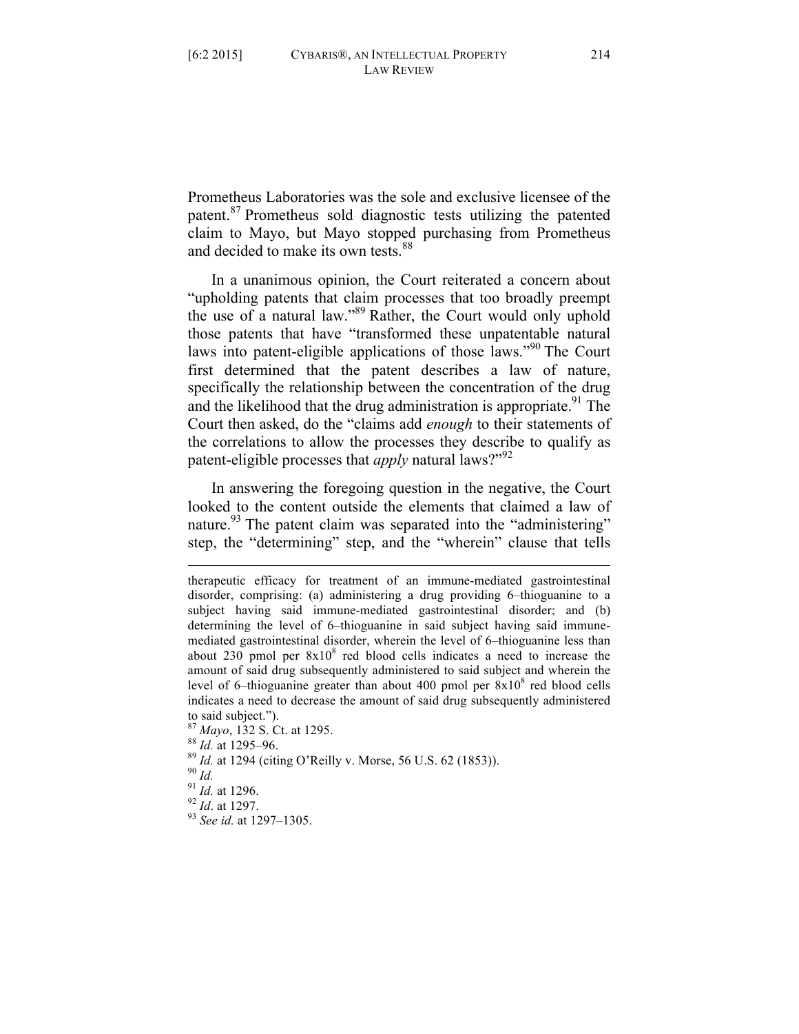Prometheus Laboratories was the sole and exclusive licensee of the patent.[87] Prometheus sold diagnostic tests utilizing the patented claim to Mayo, but Mayo stopped purchasing from Prometheus and decided to make its own tests.[88]

In a unanimous opinion, the Court reiterated a concern about "upholding patents that claim processes that too broadly preempt the use of a natural law."[89] Rather, the Court would only uphold those patents that have "transformed these unpatentable natural laws into patent-eligible applications of those laws."[90] The Court first determined that the patent describes a law of nature, specifically the relationship between the concentration of the drug and the likelihood that the drug administration is appropriate.[91] The Court then asked, do the "claims add *enough* to their statements of the correlations to allow the processes they describe to qualify as patent-eligible processes that *apply* natural laws?"[92]

In answering the foregoing question in the negative, the Court looked to the content outside the elements that claimed a law of nature.[93] The patent claim was separated into the "administering" step, the "determining" step, and the "wherein" clause that tells

---

therapeutic efficacy for treatment of an immune-mediated gastrointestinal disorder, comprising: (a) administering a drug providing 6–thioguanine to a subject having said immune-mediated gastrointestinal disorder; and (b) determining the level of 6–thioguanine in said subject having said immune-mediated gastrointestinal disorder, wherein the level of 6–thioguanine less than about 230 pmol per $8x10^8$ red blood cells indicates a need to increase the amount of said drug subsequently administered to said subject and wherein the level of 6–thioguanine greater than about 400 pmol per $8x10^8$ red blood cells indicates a need to decrease the amount of said drug subsequently administered to said subject.").

[87] *Mayo*, 132 S. Ct. at 1295.

[88] *Id.* at 1295–96.

[89] *Id.* at 1294 (citing O'Reilly v. Morse, 56 U.S. 62 (1853)).

[90] *Id.*

[91] *Id.* at 1296.

[92] *Id*. at 1297.

[93] *See id.* at 1297–1305.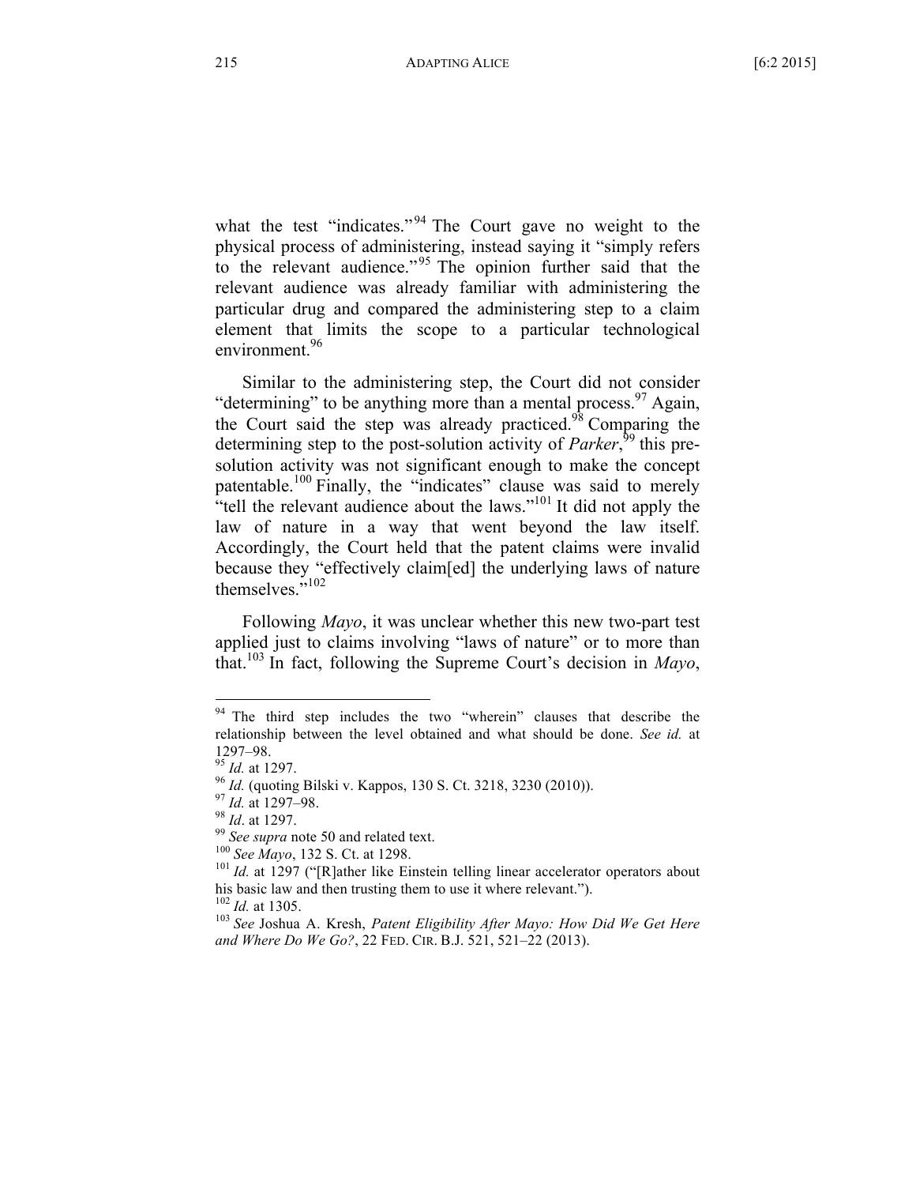what the test "indicates."[94] The Court gave no weight to the physical process of administering, instead saying it "simply refers to the relevant audience."[95] The opinion further said that the relevant audience was already familiar with administering the particular drug and compared the administering step to a claim element that limits the scope to a particular technological environment.[96]

Similar to the administering step, the Court did not consider "determining" to be anything more than a mental process.[97] Again, the Court said the step was already practiced.[98] Comparing the determining step to the post-solution activity of *Parker*,[99] this pre-solution activity was not significant enough to make the concept patentable.[100] Finally, the "indicates" clause was said to merely "tell the relevant audience about the laws."[101] It did not apply the law of nature in a way that went beyond the law itself. Accordingly, the Court held that the patent claims were invalid because they "effectively claim[ed] the underlying laws of nature themselves."[102]

Following *Mayo*, it was unclear whether this new two-part test applied just to claims involving "laws of nature" or to more than that.[103] In fact, following the Supreme Court's decision in *Mayo*,

---

[94] The third step includes the two "wherein" clauses that describe the relationship between the level obtained and what should be done. *See id.* at 1297–98.

[95] *Id.* at 1297.

[96] *Id.* (quoting Bilski v. Kappos, 130 S. Ct. 3218, 3230 (2010)).

[97] *Id.* at 1297–98.

[98] *Id*. at 1297.

[99] *See supra* note 50 and related text.

[100] *See Mayo*, 132 S. Ct. at 1298.

[101] *Id.* at 1297 ("[R]ather like Einstein telling linear accelerator operators about his basic law and then trusting them to use it where relevant.").

[102] *Id.* at 1305.

[103] *See* Joshua A. Kresh, *Patent Eligibility After Mayo: How Did We Get Here and Where Do We Go?*, 22 FED. CIR. B.J. 521, 521–22 (2013).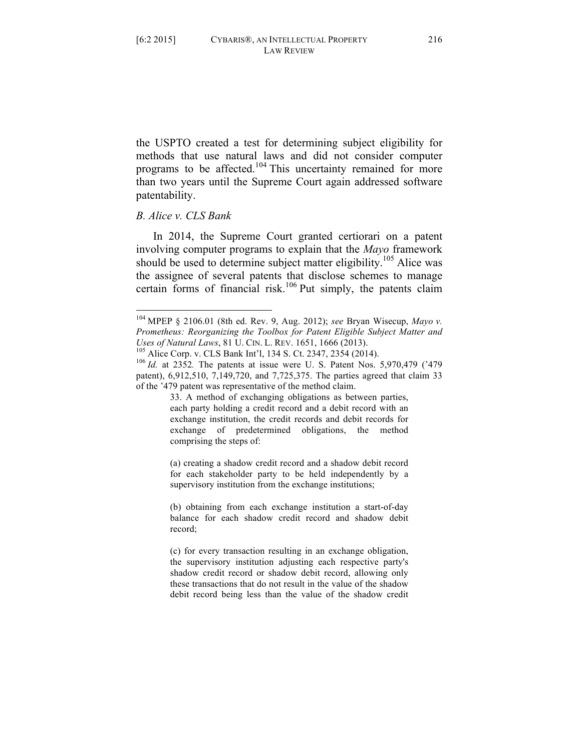the USPTO created a test for determining subject eligibility for methods that use natural laws and did not consider computer programs to be affected.[104] This uncertainty remained for more than two years until the Supreme Court again addressed software patentability.

### *B. Alice v. CLS Bank*

In 2014, the Supreme Court granted certiorari on a patent involving computer programs to explain that the *Mayo* framework should be used to determine subject matter eligibility.[105] Alice was the assignee of several patents that disclose schemes to manage certain forms of financial risk.[106] Put simply, the patents claim

---

[104] MPEP § 2106.01 (8th ed. Rev. 9, Aug. 2012); *see* Bryan Wisecup, *Mayo v. Prometheus: Reorganizing the Toolbox for Patent Eligible Subject Matter and Uses of Natural Laws*, 81 U. CIN. L. REV. 1651, 1666 (2013).

[105] Alice Corp. v. CLS Bank Int'l, 134 S. Ct. 2347, 2354 (2014).

[106] *Id.* at 2352. The patents at issue were U. S. Patent Nos. 5,970,479 ('479 patent), 6,912,510, 7,149,720, and 7,725,375. The parties agreed that claim 33 of the '479 patent was representative of the method claim.

> 33. A method of exchanging obligations as between parties, each party holding a credit record and a debit record with an exchange institution, the credit records and debit records for exchange of predetermined obligations, the method comprising the steps of:
>
> (a) creating a shadow credit record and a shadow debit record for each stakeholder party to be held independently by a supervisory institution from the exchange institutions;
>
> (b) obtaining from each exchange institution a start-of-day balance for each shadow credit record and shadow debit record;
>
> (c) for every transaction resulting in an exchange obligation, the supervisory institution adjusting each respective party's shadow credit record or shadow debit record, allowing only these transactions that do not result in the value of the shadow debit record being less than the value of the shadow credit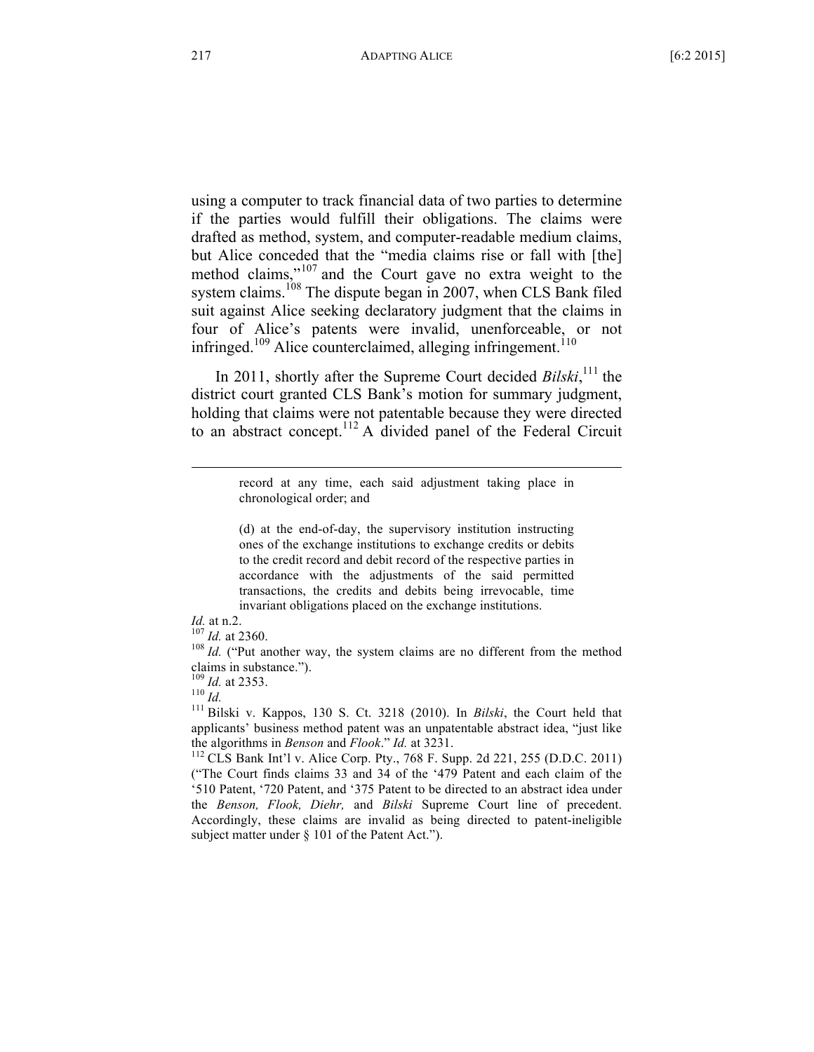using a computer to track financial data of two parties to determine if the parties would fulfill their obligations. The claims were drafted as method, system, and computer-readable medium claims, but Alice conceded that the "media claims rise or fall with [the] method claims,"[107] and the Court gave no extra weight to the system claims.[108] The dispute began in 2007, when CLS Bank filed suit against Alice seeking declaratory judgment that the claims in four of Alice's patents were invalid, unenforceable, or not infringed.[109] Alice counterclaimed, alleging infringement.[110]

In 2011, shortly after the Supreme Court decided *Bilski*,[111] the district court granted CLS Bank's motion for summary judgment, holding that claims were not patentable because they were directed to an abstract concept.[112] A divided panel of the Federal Circuit

---

> record at any time, each said adjustment taking place in chronological order; and
>
> (d) at the end-of-day, the supervisory institution instructing ones of the exchange institutions to exchange credits or debits to the credit record and debit record of the respective parties in accordance with the adjustments of the said permitted transactions, the credits and debits being irrevocable, time invariant obligations placed on the exchange institutions.

*Id.* at n.2.

[107] *Id.* at 2360.

[108] *Id.* ("Put another way, the system claims are no different from the method claims in substance.").

[109] *Id.* at 2353.

[110] *Id.*

[111] Bilski v. Kappos, 130 S. Ct. 3218 (2010). In *Bilski*, the Court held that applicants' business method patent was an unpatentable abstract idea, "just like the algorithms in *Benson* and *Flook*." *Id.* at 3231.

[112] CLS Bank Int'l v. Alice Corp. Pty., 768 F. Supp. 2d 221, 255 (D.D.C. 2011) ("The Court finds claims 33 and 34 of the '479 Patent and each claim of the '510 Patent, '720 Patent, and '375 Patent to be directed to an abstract idea under the *Benson, Flook, Diehr,* and *Bilski* Supreme Court line of precedent. Accordingly, these claims are invalid as being directed to patent-ineligible subject matter under § 101 of the Patent Act.").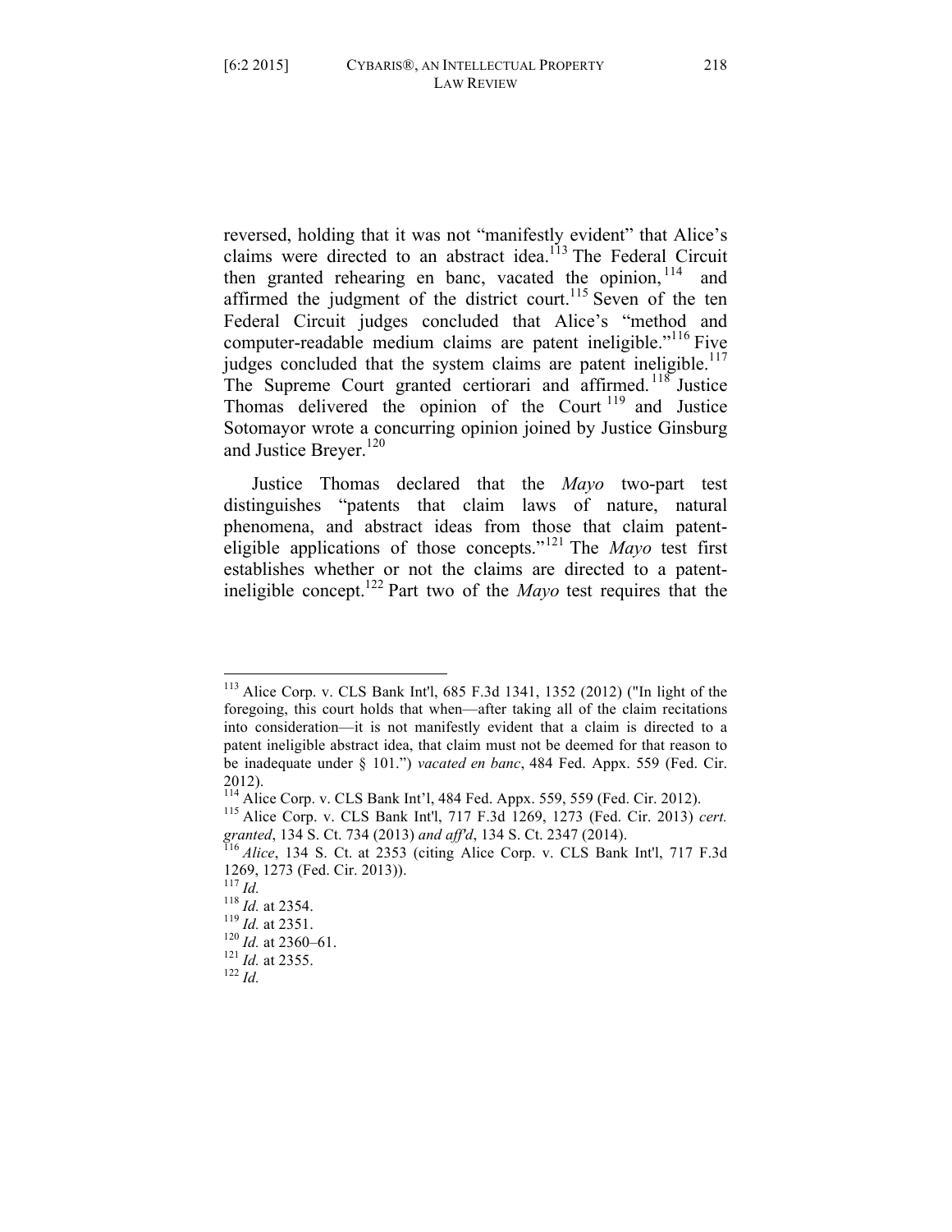reversed, holding that it was not "manifestly evident" that Alice's claims were directed to an abstract idea.[113] The Federal Circuit then granted rehearing en banc, vacated the opinion,[114] and affirmed the judgment of the district court.[115] Seven of the ten Federal Circuit judges concluded that Alice's "method and computer-readable medium claims are patent ineligible."[116] Five judges concluded that the system claims are patent ineligible.[117] The Supreme Court granted certiorari and affirmed.[118] Justice Thomas delivered the opinion of the Court[119] and Justice Sotomayor wrote a concurring opinion joined by Justice Ginsburg and Justice Breyer.[120]

Justice Thomas declared that the *Mayo* two-part test distinguishes "patents that claim laws of nature, natural phenomena, and abstract ideas from those that claim patent-eligible applications of those concepts."[121] The *Mayo* test first establishes whether or not the claims are directed to a patent-ineligible concept.[122] Part two of the *Mayo* test requires that the

---

[113] Alice Corp. v. CLS Bank Int'l, 685 F.3d 1341, 1352 (2012) ("In light of the foregoing, this court holds that when—after taking all of the claim recitations into consideration—it is not manifestly evident that a claim is directed to a patent ineligible abstract idea, that claim must not be deemed for that reason to be inadequate under § 101.") *vacated en banc*, 484 Fed. Appx. 559 (Fed. Cir. 2012).

[114] Alice Corp. v. CLS Bank Int'l, 484 Fed. Appx. 559, 559 (Fed. Cir. 2012).

[115] Alice Corp. v. CLS Bank Int'l, 717 F.3d 1269, 1273 (Fed. Cir. 2013) *cert. granted*, 134 S. Ct. 734 (2013) *and aff'd*, 134 S. Ct. 2347 (2014).

[116] *Alice*, 134 S. Ct. at 2353 (citing Alice Corp. v. CLS Bank Int'l, 717 F.3d 1269, 1273 (Fed. Cir. 2013)).

[117] *Id.*

[118] *Id.* at 2354.

[119] *Id.* at 2351.

[120] *Id.* at 2360–61.

[121] *Id.* at 2355.

[122] *Id.*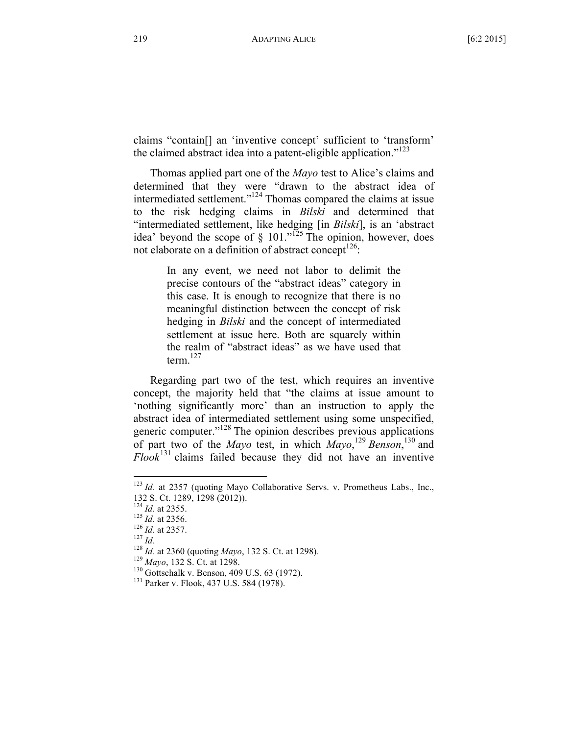claims "contain[] an 'inventive concept' sufficient to 'transform' the claimed abstract idea into a patent-eligible application."[123]

Thomas applied part one of the *Mayo* test to Alice's claims and determined that they were "drawn to the abstract idea of intermediated settlement."[124] Thomas compared the claims at issue to the risk hedging claims in *Bilski* and determined that "intermediated settlement, like hedging [in *Bilski*], is an 'abstract idea' beyond the scope of § 101."[125] The opinion, however, does not elaborate on a definition of abstract concept[126]:

> In any event, we need not labor to delimit the precise contours of the "abstract ideas" category in this case. It is enough to recognize that there is no meaningful distinction between the concept of risk hedging in *Bilski* and the concept of intermediated settlement at issue here. Both are squarely within the realm of "abstract ideas" as we have used that term.[127]

Regarding part two of the test, which requires an inventive concept, the majority held that "the claims at issue amount to 'nothing significantly more' than an instruction to apply the abstract idea of intermediated settlement using some unspecified, generic computer."[128] The opinion describes previous applications of part two of the *Mayo* test, in which *Mayo*,[129] *Benson*,[130] and *Flook*[131] claims failed because they did not have an inventive

---

[123] *Id.* at 2357 (quoting Mayo Collaborative Servs. v. Prometheus Labs., Inc., 132 S. Ct. 1289, 1298 (2012)).
[124] *Id.* at 2355.
[125] *Id.* at 2356.
[126] *Id.* at 2357.
[127] *Id.*
[128] *Id.* at 2360 (quoting *Mayo*, 132 S. Ct. at 1298).
[129] *Mayo*, 132 S. Ct. at 1298.
[130] Gottschalk v. Benson, 409 U.S. 63 (1972).
[131] Parker v. Flook, 437 U.S. 584 (1978).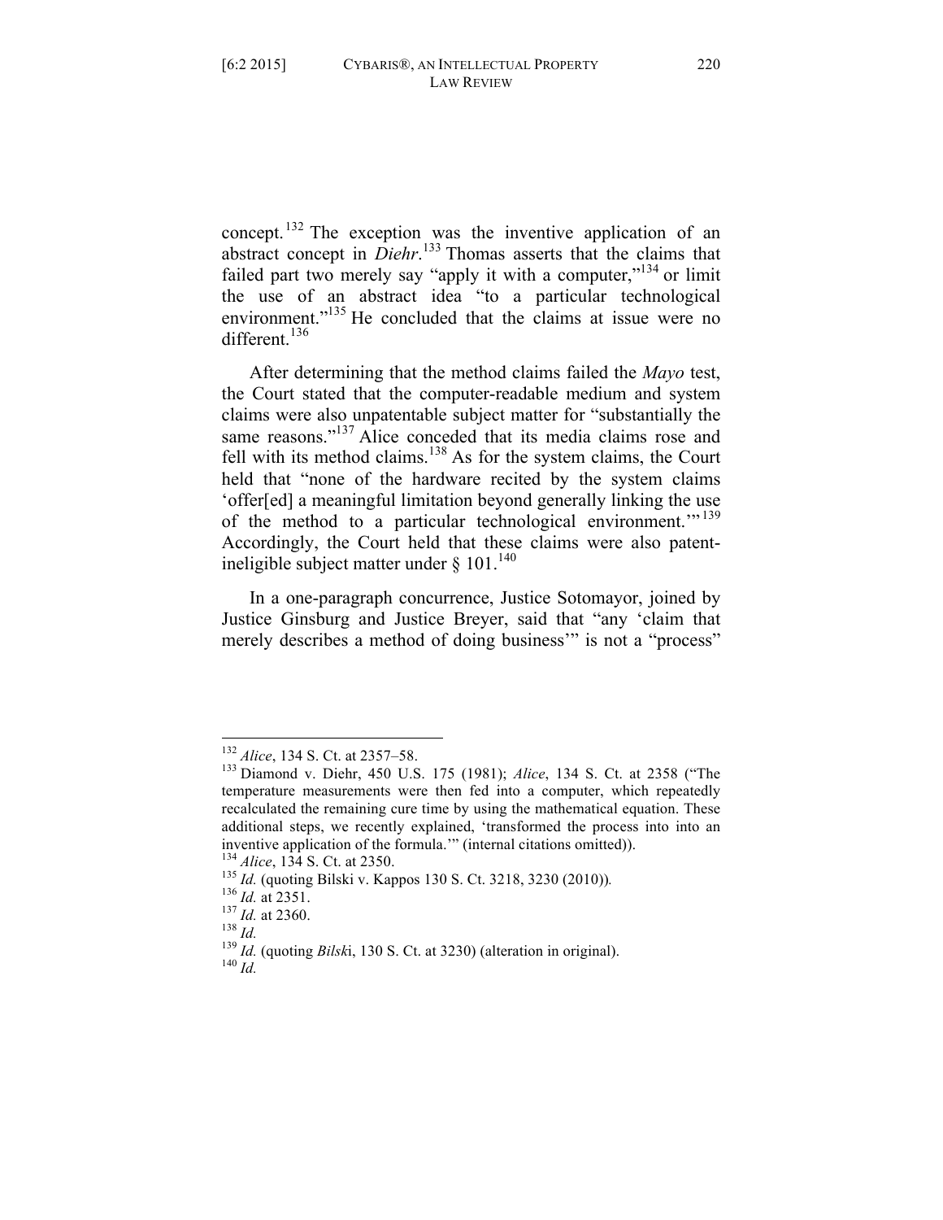concept.[132] The exception was the inventive application of an abstract concept in *Diehr*.[133] Thomas asserts that the claims that failed part two merely say "apply it with a computer,"[134] or limit the use of an abstract idea "to a particular technological environment."[135] He concluded that the claims at issue were no different.[136]

After determining that the method claims failed the *Mayo* test, the Court stated that the computer-readable medium and system claims were also unpatentable subject matter for "substantially the same reasons."[137] Alice conceded that its media claims rose and fell with its method claims.[138] As for the system claims, the Court held that "none of the hardware recited by the system claims 'offer[ed] a meaningful limitation beyond generally linking the use of the method to a particular technological environment.'"[139] Accordingly, the Court held that these claims were also patent-ineligible subject matter under § 101.[140]

In a one-paragraph concurrence, Justice Sotomayor, joined by Justice Ginsburg and Justice Breyer, said that "any 'claim that merely describes a method of doing business'" is not a "process"

---

[132] *Alice*, 134 S. Ct. at 2357–58.

[133] Diamond v. Diehr, 450 U.S. 175 (1981); *Alice*, 134 S. Ct. at 2358 ("The temperature measurements were then fed into a computer, which repeatedly recalculated the remaining cure time by using the mathematical equation. These additional steps, we recently explained, 'transformed the process into into an inventive application of the formula.'" (internal citations omitted)).

[134] *Alice*, 134 S. Ct. at 2350.

[135] *Id.* (quoting Bilski v. Kappos 130 S. Ct. 3218, 3230 (2010)).

[136] *Id.* at 2351.

[137] *Id.* at 2360.

[138] *Id.*

[139] *Id.* (quoting *Bilski*, 130 S. Ct. at 3230) (alteration in original).

[140] *Id.*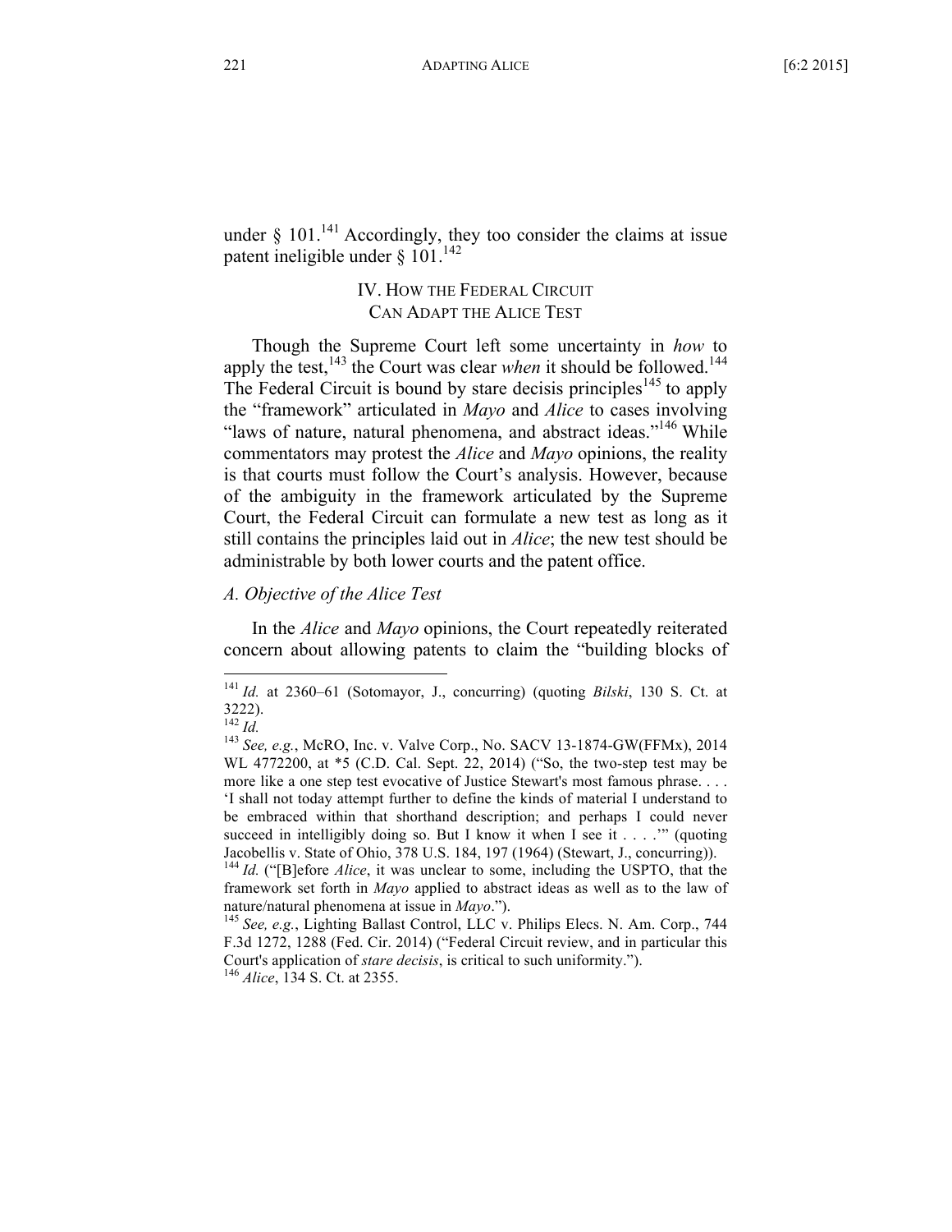under § 101.[141] Accordingly, they too consider the claims at issue patent ineligible under § 101.[142]

## IV. How the Federal Circuit Can Adapt the Alice Test

Though the Supreme Court left some uncertainty in *how* to apply the test,[143] the Court was clear *when* it should be followed.[144] The Federal Circuit is bound by stare decisis principles[145] to apply the "framework" articulated in *Mayo* and *Alice* to cases involving "laws of nature, natural phenomena, and abstract ideas."[146] While commentators may protest the *Alice* and *Mayo* opinions, the reality is that courts must follow the Court's analysis. However, because of the ambiguity in the framework articulated by the Supreme Court, the Federal Circuit can formulate a new test as long as it still contains the principles laid out in *Alice*; the new test should be administrable by both lower courts and the patent office.

### *A. Objective of the Alice Test*

In the *Alice* and *Mayo* opinions, the Court repeatedly reiterated concern about allowing patents to claim the "building blocks of

---

[141] *Id.* at 2360–61 (Sotomayor, J., concurring) (quoting *Bilski*, 130 S. Ct. at 3222).

[142] *Id.*

[143] *See, e.g.*, McRO, Inc. v. Valve Corp., No. SACV 13-1874-GW(FFMx), 2014 WL 4772200, at *5 (C.D. Cal. Sept. 22, 2014) ("So, the two-step test may be more like a one step test evocative of Justice Stewart's most famous phrase. . . . 'I shall not today attempt further to define the kinds of material I understand to be embraced within that shorthand description; and perhaps I could never succeed in intelligibly doing so. But I know it when I see it . . . .'" (quoting Jacobellis v. State of Ohio, 378 U.S. 184, 197 (1964) (Stewart, J., concurring)).

[144] *Id.* ("[B]efore *Alice*, it was unclear to some, including the USPTO, that the framework set forth in *Mayo* applied to abstract ideas as well as to the law of nature/natural phenomena at issue in *Mayo*.").

[145] *See, e.g.*, Lighting Ballast Control, LLC v. Philips Elecs. N. Am. Corp., 744 F.3d 1272, 1288 (Fed. Cir. 2014) ("Federal Circuit review, and in particular this Court's application of *stare decisis*, is critical to such uniformity.").

[146] *Alice*, 134 S. Ct. at 2355.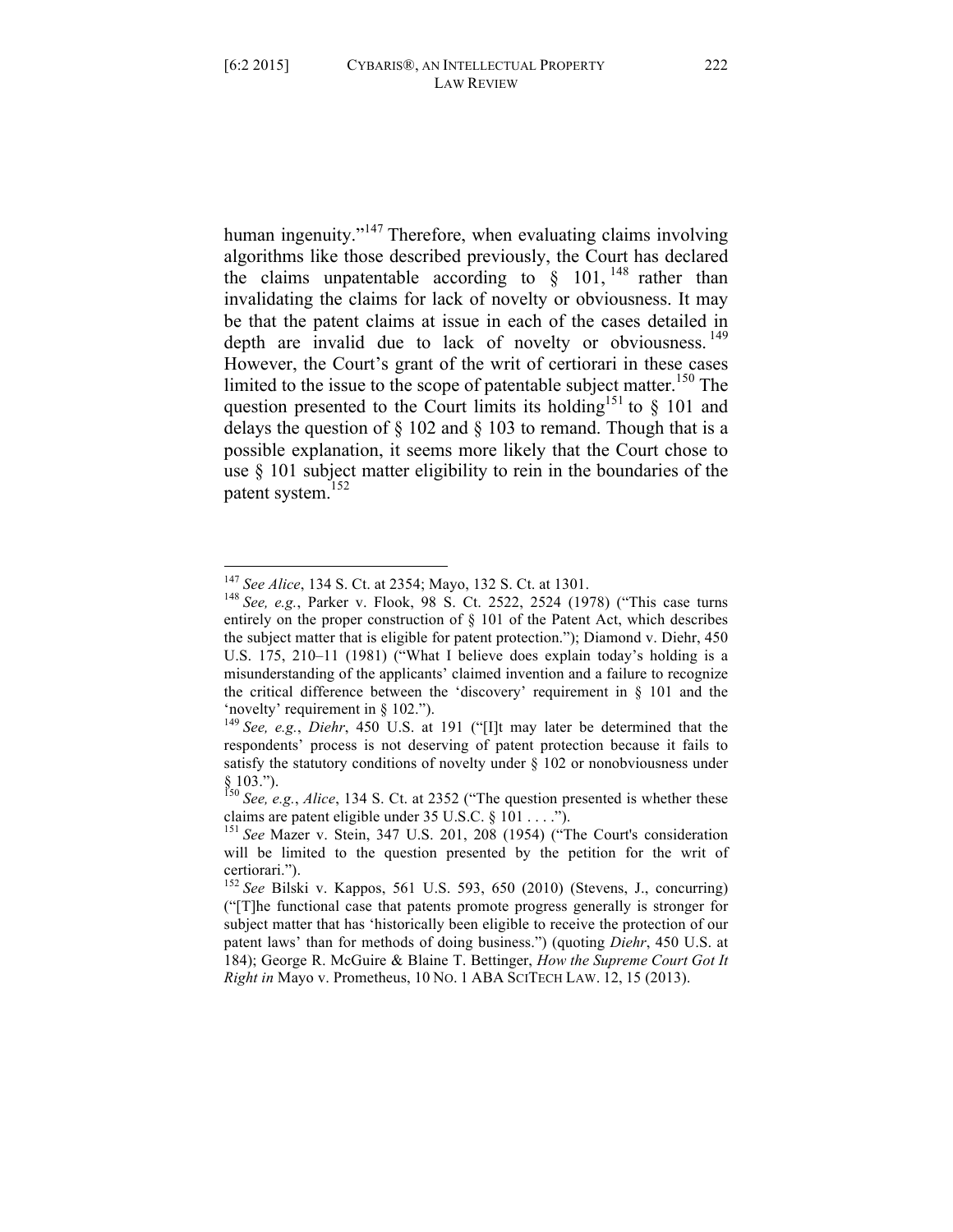human ingenuity."[147] Therefore, when evaluating claims involving algorithms like those described previously, the Court has declared the claims unpatentable according to § 101,[148] rather than invalidating the claims for lack of novelty or obviousness. It may be that the patent claims at issue in each of the cases detailed in depth are invalid due to lack of novelty or obviousness.[149] However, the Court's grant of the writ of certiorari in these cases limited to the issue to the scope of patentable subject matter.[150] The question presented to the Court limits its holding[151] to § 101 and delays the question of § 102 and § 103 to remand. Though that is a possible explanation, it seems more likely that the Court chose to use § 101 subject matter eligibility to rein in the boundaries of the patent system.[152]

---

[147] *See Alice*, 134 S. Ct. at 2354; Mayo, 132 S. Ct. at 1301.

[148] *See, e.g.*, Parker v. Flook, 98 S. Ct. 2522, 2524 (1978) ("This case turns entirely on the proper construction of § 101 of the Patent Act, which describes the subject matter that is eligible for patent protection."); Diamond v. Diehr, 450 U.S. 175, 210–11 (1981) ("What I believe does explain today's holding is a misunderstanding of the applicants' claimed invention and a failure to recognize the critical difference between the 'discovery' requirement in § 101 and the 'novelty' requirement in § 102.").

[149] *See, e.g.*, *Diehr*, 450 U.S. at 191 ("[I]t may later be determined that the respondents' process is not deserving of patent protection because it fails to satisfy the statutory conditions of novelty under § 102 or nonobviousness under § 103.").

[150] *See, e.g.*, *Alice*, 134 S. Ct. at 2352 ("The question presented is whether these claims are patent eligible under 35 U.S.C. § 101 . . . .").

[151] *See* Mazer v. Stein, 347 U.S. 201, 208 (1954) ("The Court's consideration will be limited to the question presented by the petition for the writ of certiorari.").

[152] *See* Bilski v. Kappos, 561 U.S. 593, 650 (2010) (Stevens, J., concurring) ("[T]he functional case that patents promote progress generally is stronger for subject matter that has 'historically been eligible to receive the protection of our patent laws' than for methods of doing business.") (quoting *Diehr*, 450 U.S. at 184); George R. McGuire & Blaine T. Bettinger, *How the Supreme Court Got It Right in* Mayo v. Prometheus, 10 NO. 1 ABA SCITECH LAW. 12, 15 (2013).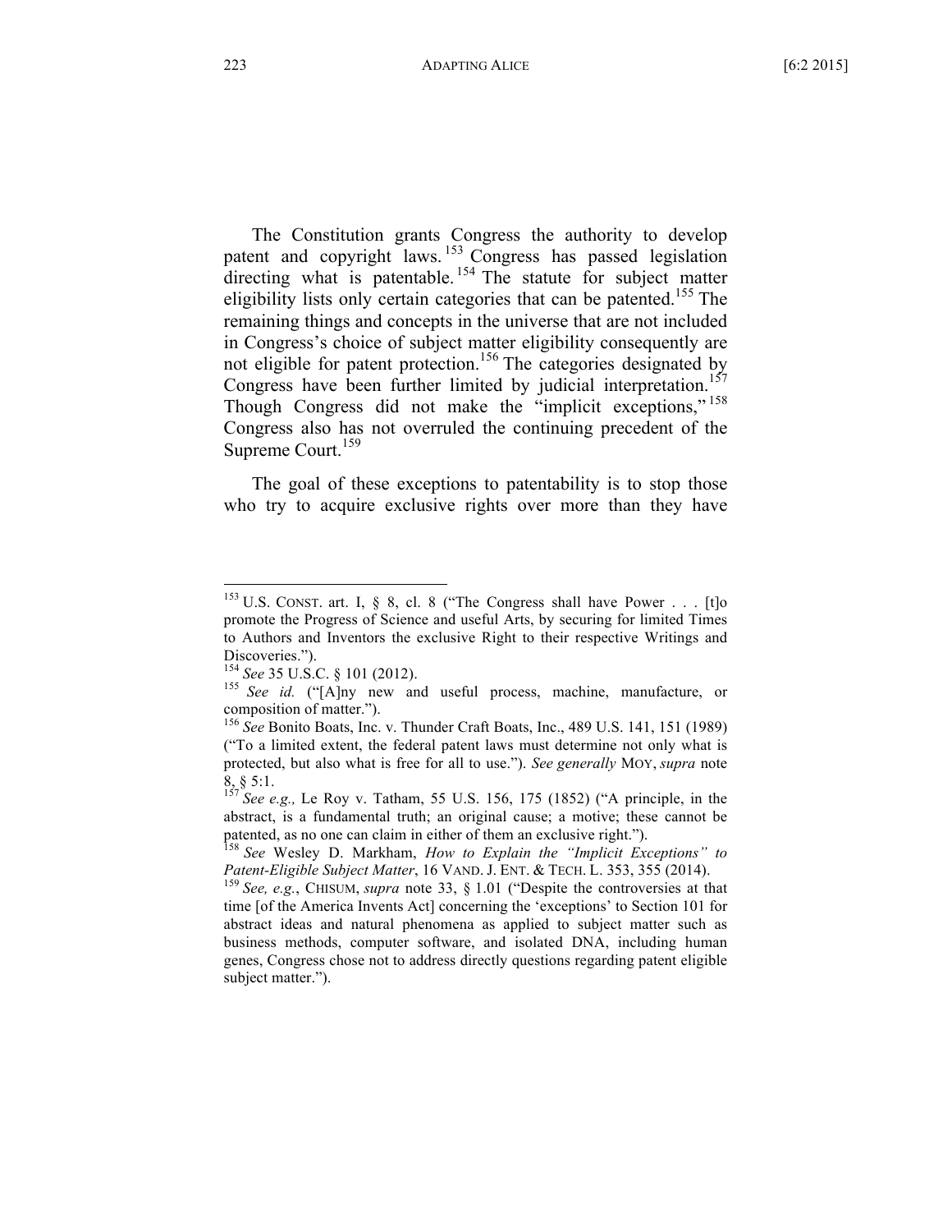The Constitution grants Congress the authority to develop patent and copyright laws.[153] Congress has passed legislation directing what is patentable.[154] The statute for subject matter eligibility lists only certain categories that can be patented.[155] The remaining things and concepts in the universe that are not included in Congress's choice of subject matter eligibility consequently are not eligible for patent protection.[156] The categories designated by Congress have been further limited by judicial interpretation.[157] Though Congress did not make the "implicit exceptions,"[158] Congress also has not overruled the continuing precedent of the Supreme Court.[159]

The goal of these exceptions to patentability is to stop those who try to acquire exclusive rights over more than they have

---

[153] U.S. CONST. art. I, § 8, cl. 8 ("The Congress shall have Power . . . [t]o promote the Progress of Science and useful Arts, by securing for limited Times to Authors and Inventors the exclusive Right to their respective Writings and Discoveries.").

[154] *See* 35 U.S.C. § 101 (2012).

[155] *See id.* ("[A]ny new and useful process, machine, manufacture, or composition of matter.").

[156] *See* Bonito Boats, Inc. v. Thunder Craft Boats, Inc., 489 U.S. 141, 151 (1989) ("To a limited extent, the federal patent laws must determine not only what is protected, but also what is free for all to use."). *See generally* MOY, *supra* note 8, § 5:1.

[157] *See e.g.,* Le Roy v. Tatham, 55 U.S. 156, 175 (1852) ("A principle, in the abstract, is a fundamental truth; an original cause; a motive; these cannot be patented, as no one can claim in either of them an exclusive right.").

[158] *See* Wesley D. Markham, *How to Explain the "Implicit Exceptions" to Patent-Eligible Subject Matter*, 16 VAND. J. ENT. & TECH. L. 353, 355 (2014).

[159] *See, e.g.*, CHISUM, *supra* note 33, § 1.01 ("Despite the controversies at that time [of the America Invents Act] concerning the 'exceptions' to Section 101 for abstract ideas and natural phenomena as applied to subject matter such as business methods, computer software, and isolated DNA, including human genes, Congress chose not to address directly questions regarding patent eligible subject matter.").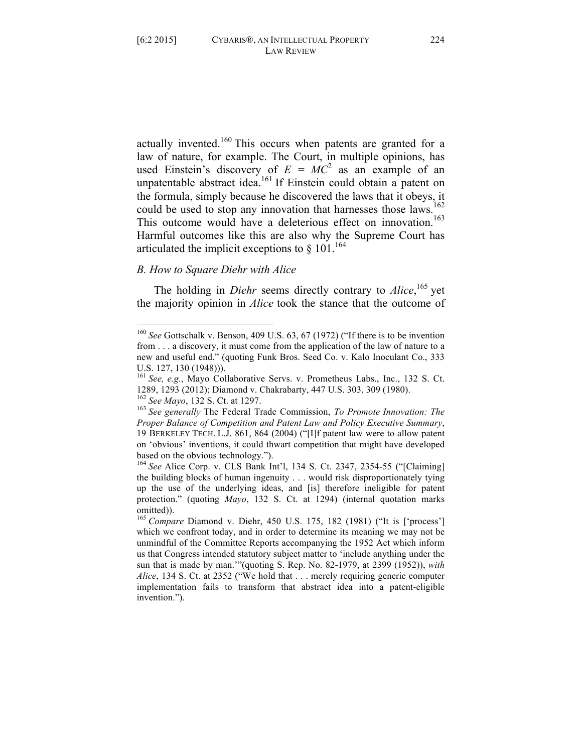actually invented.[160] This occurs when patents are granted for a law of nature, for example. The Court, in multiple opinions, has used Einstein's discovery of $E = MC^2$ as an example of an unpatentable abstract idea.[161] If Einstein could obtain a patent on the formula, simply because he discovered the laws that it obeys, it could be used to stop any innovation that harnesses those laws.[162] This outcome would have a deleterious effect on innovation.[163] Harmful outcomes like this are also why the Supreme Court has articulated the implicit exceptions to § 101.[164]

### *B. How to Square Diehr with Alice*

The holding in *Diehr* seems directly contrary to *Alice*,[165] yet the majority opinion in *Alice* took the stance that the outcome of

---

[160] *See* Gottschalk v. Benson, 409 U.S. 63, 67 (1972) ("If there is to be invention from . . . a discovery, it must come from the application of the law of nature to a new and useful end." (quoting Funk Bros. Seed Co. v. Kalo Inoculant Co., 333 U.S. 127, 130 (1948))).

[161] *See, e.g.*, Mayo Collaborative Servs. v. Prometheus Labs., Inc., 132 S. Ct. 1289, 1293 (2012); Diamond v. Chakrabarty, 447 U.S. 303, 309 (1980).

[162] *See Mayo*, 132 S. Ct. at 1297.

[163] *See generally* The Federal Trade Commission, *To Promote Innovation: The Proper Balance of Competition and Patent Law and Policy Executive Summary*, 19 BERKELEY TECH. L.J. 861, 864 (2004) ("[I]f patent law were to allow patent on 'obvious' inventions, it could thwart competition that might have developed based on the obvious technology.").

[164] *See* Alice Corp. v. CLS Bank Int'l, 134 S. Ct. 2347, 2354-55 ("[Claiming] the building blocks of human ingenuity . . . would risk disproportionately tying up the use of the underlying ideas, and [is] therefore ineligible for patent protection." (quoting *Mayo*, 132 S. Ct. at 1294) (internal quotation marks omitted)).

[165] *Compare* Diamond v. Diehr, 450 U.S. 175, 182 (1981) ("It is ['process'] which we confront today, and in order to determine its meaning we may not be unmindful of the Committee Reports accompanying the 1952 Act which inform us that Congress intended statutory subject matter to 'include anything under the sun that is made by man.'"(quoting S. Rep. No. 82-1979, at 2399 (1952)), *with Alice*, 134 S. Ct. at 2352 ("We hold that . . . merely requiring generic computer implementation fails to transform that abstract idea into a patent-eligible invention.").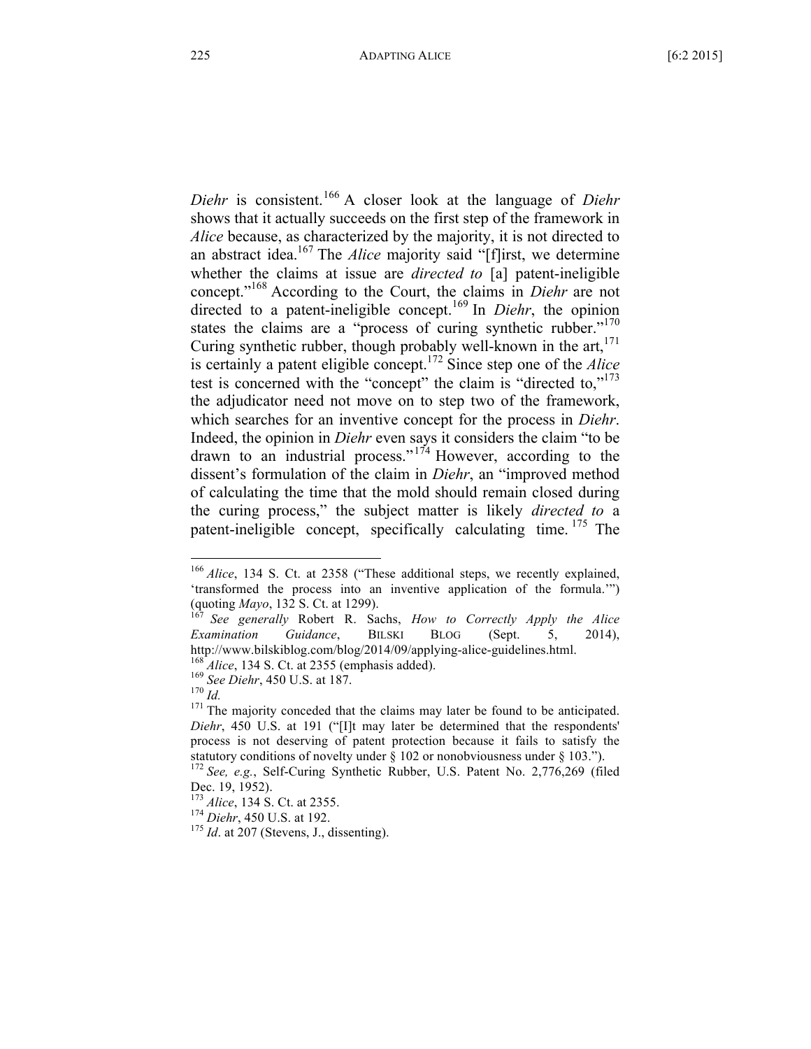*Diehr* is consistent.[166] A closer look at the language of *Diehr* shows that it actually succeeds on the first step of the framework in *Alice* because, as characterized by the majority, it is not directed to an abstract idea.[167] The *Alice* majority said "[f]irst, we determine whether the claims at issue are *directed to* [a] patent-ineligible concept."[168] According to the Court, the claims in *Diehr* are not directed to a patent-ineligible concept.[169] In *Diehr*, the opinion states the claims are a "process of curing synthetic rubber."[170] Curing synthetic rubber, though probably well-known in the art,[171] is certainly a patent eligible concept.[172] Since step one of the *Alice* test is concerned with the "concept" the claim is "directed to,"[173] the adjudicator need not move on to step two of the framework, which searches for an inventive concept for the process in *Diehr*. Indeed, the opinion in *Diehr* even says it considers the claim "to be drawn to an industrial process."[174] However, according to the dissent's formulation of the claim in *Diehr*, an "improved method of calculating the time that the mold should remain closed during the curing process," the subject matter is likely *directed to* a patent-ineligible concept, specifically calculating time.[175] The

---

[166] *Alice*, 134 S. Ct. at 2358 ("These additional steps, we recently explained, 'transformed the process into an inventive application of the formula.'") (quoting *Mayo*, 132 S. Ct. at 1299).

[167] *See generally* Robert R. Sachs, *How to Correctly Apply the Alice Examination Guidance*, BILSKI BLOG (Sept. 5, 2014), http://www.bilskiblog.com/blog/2014/09/applying-alice-guidelines.html.

[168] *Alice*, 134 S. Ct. at 2355 (emphasis added).

[169] *See Diehr*, 450 U.S. at 187.

[170] *Id.*

[171] The majority conceded that the claims may later be found to be anticipated. *Diehr*, 450 U.S. at 191 ("[I]t may later be determined that the respondents' process is not deserving of patent protection because it fails to satisfy the statutory conditions of novelty under § 102 or nonobviousness under § 103.").

[172] *See, e.g.*, Self-Curing Synthetic Rubber, U.S. Patent No. 2,776,269 (filed Dec. 19, 1952).

[173] *Alice*, 134 S. Ct. at 2355.

[174] *Diehr*, 450 U.S. at 192.

[175] *Id*. at 207 (Stevens, J., dissenting).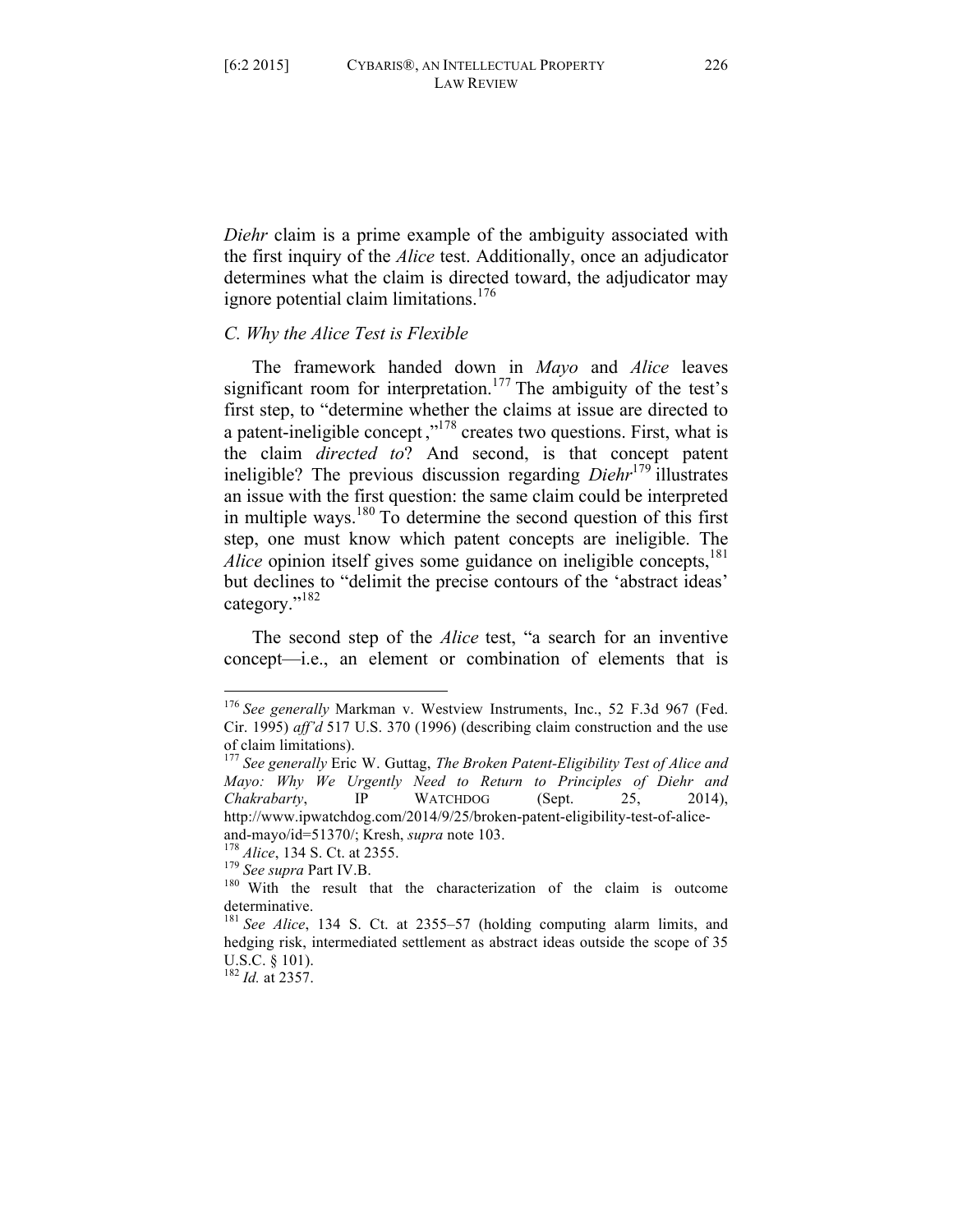*Diehr* claim is a prime example of the ambiguity associated with the first inquiry of the *Alice* test. Additionally, once an adjudicator determines what the claim is directed toward, the adjudicator may ignore potential claim limitations.[176]

### *C. Why the Alice Test is Flexible*

The framework handed down in *Mayo* and *Alice* leaves significant room for interpretation.[177] The ambiguity of the test's first step, to "determine whether the claims at issue are directed to a patent-ineligible concept ,"[178] creates two questions. First, what is the claim *directed to*? And second, is that concept patent ineligible? The previous discussion regarding *Diehr*[179] illustrates an issue with the first question: the same claim could be interpreted in multiple ways.[180] To determine the second question of this first step, one must know which patent concepts are ineligible. The *Alice* opinion itself gives some guidance on ineligible concepts,[181] but declines to "delimit the precise contours of the 'abstract ideas' category."[182]

The second step of the *Alice* test, "a search for an inventive concept—i.e., an element or combination of elements that is

---

[176] *See generally* Markman v. Westview Instruments, Inc., 52 F.3d 967 (Fed. Cir. 1995) *aff'd* 517 U.S. 370 (1996) (describing claim construction and the use of claim limitations).

[177] *See generally* Eric W. Guttag, *The Broken Patent-Eligibility Test of Alice and Mayo: Why We Urgently Need to Return to Principles of Diehr and Chakrabarty*, IP WATCHDOG (Sept. 25, 2014), http://www.ipwatchdog.com/2014/9/25/broken-patent-eligibility-test-of-alice-and-mayo/id=51370/; Kresh, *supra* note 103.

[178] *Alice*, 134 S. Ct. at 2355.

[179] *See supra* Part IV.B.

[180] With the result that the characterization of the claim is outcome determinative.

[181] *See Alice*, 134 S. Ct. at 2355–57 (holding computing alarm limits, and hedging risk, intermediated settlement as abstract ideas outside the scope of 35 U.S.C. § 101).

[182] *Id.* at 2357.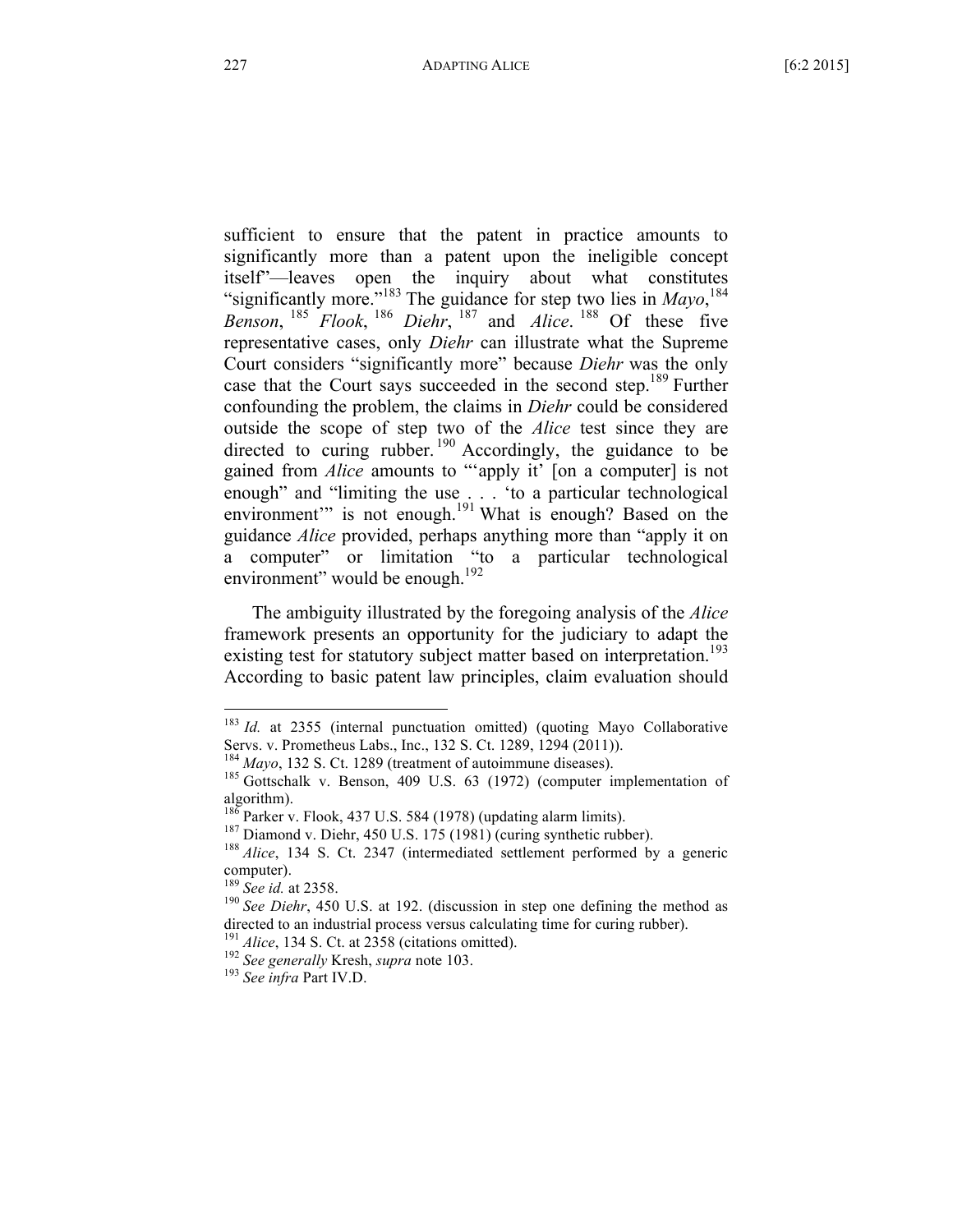sufficient to ensure that the patent in practice amounts to significantly more than a patent upon the ineligible concept itself"—leaves open the inquiry about what constitutes "significantly more."[183] The guidance for step two lies in *Mayo*,[184] *Benson*,[185] *Flook*,[186] *Diehr*,[187] and *Alice*.[188] Of these five representative cases, only *Diehr* can illustrate what the Supreme Court considers "significantly more" because *Diehr* was the only case that the Court says succeeded in the second step.[189] Further confounding the problem, the claims in *Diehr* could be considered outside the scope of step two of the *Alice* test since they are directed to curing rubber.[190] Accordingly, the guidance to be gained from *Alice* amounts to "'apply it' [on a computer] is not enough" and "limiting the use . . . 'to a particular technological environment'" is not enough.[191] What is enough? Based on the guidance *Alice* provided, perhaps anything more than "apply it on a computer" or limitation "to a particular technological environment" would be enough.[192]

The ambiguity illustrated by the foregoing analysis of the *Alice* framework presents an opportunity for the judiciary to adapt the existing test for statutory subject matter based on interpretation.[193] According to basic patent law principles, claim evaluation should

---

[183] *Id.* at 2355 (internal punctuation omitted) (quoting Mayo Collaborative Servs. v. Prometheus Labs., Inc., 132 S. Ct. 1289, 1294 (2011)).

[184] *Mayo*, 132 S. Ct. 1289 (treatment of autoimmune diseases).

[185] Gottschalk v. Benson, 409 U.S. 63 (1972) (computer implementation of algorithm).

[186] Parker v. Flook, 437 U.S. 584 (1978) (updating alarm limits).

[187] Diamond v. Diehr, 450 U.S. 175 (1981) (curing synthetic rubber).

[188] *Alice*, 134 S. Ct. 2347 (intermediated settlement performed by a generic computer).

[189] *See id.* at 2358.

[190] *See Diehr*, 450 U.S. at 192. (discussion in step one defining the method as directed to an industrial process versus calculating time for curing rubber).

[191] *Alice*, 134 S. Ct. at 2358 (citations omitted).

[192] *See generally* Kresh, *supra* note 103.

[193] *See infra* Part IV.D.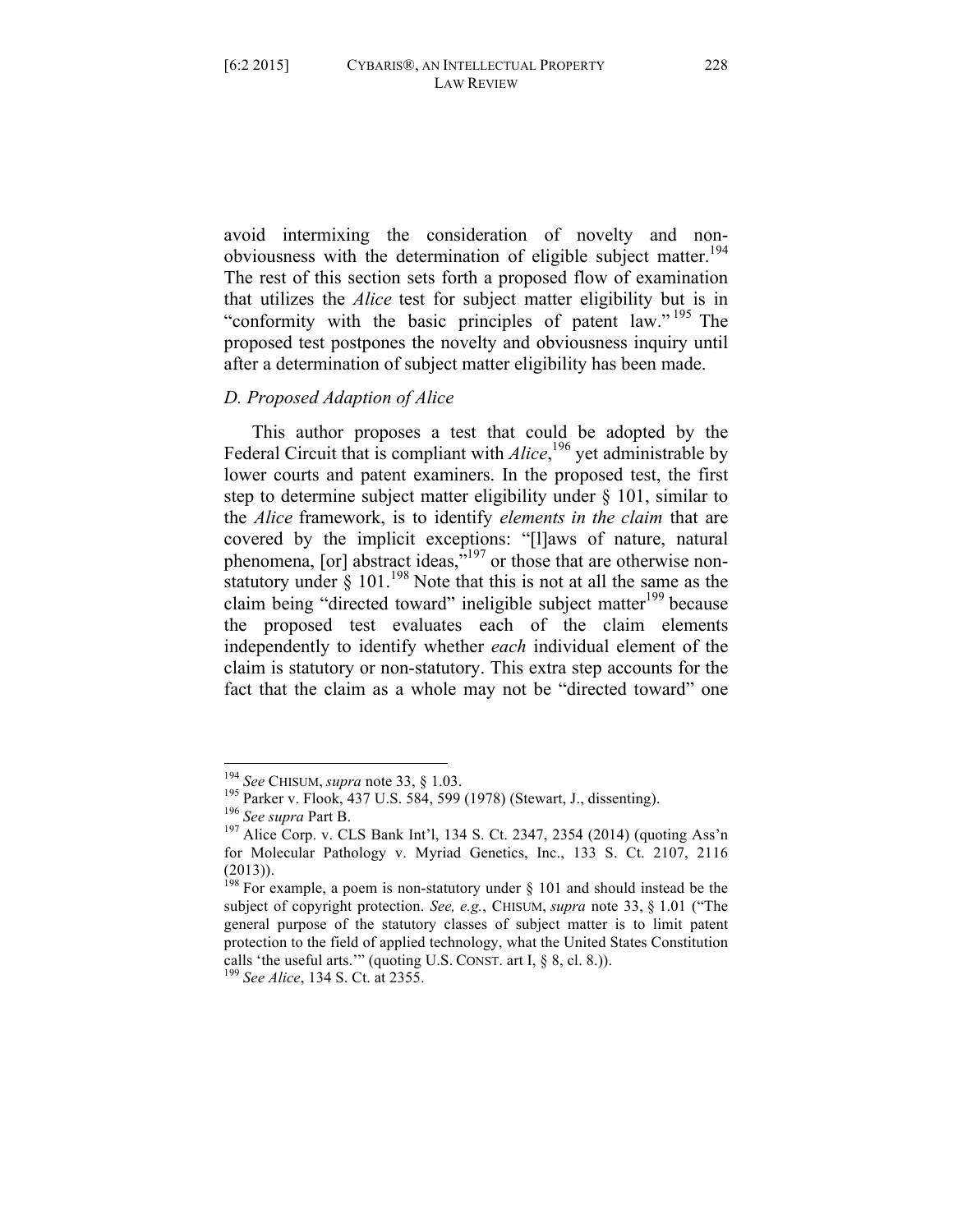avoid intermixing the consideration of novelty and non-obviousness with the determination of eligible subject matter.[194] The rest of this section sets forth a proposed flow of examination that utilizes the *Alice* test for subject matter eligibility but is in "conformity with the basic principles of patent law."[195] The proposed test postpones the novelty and obviousness inquiry until after a determination of subject matter eligibility has been made.

### *D. Proposed Adaption of Alice*

This author proposes a test that could be adopted by the Federal Circuit that is compliant with *Alice*,[196] yet administrable by lower courts and patent examiners. In the proposed test, the first step to determine subject matter eligibility under § 101, similar to the *Alice* framework, is to identify *elements in the claim* that are covered by the implicit exceptions: "[l]aws of nature, natural phenomena, [or] abstract ideas,"[197] or those that are otherwise non-statutory under § 101.[198] Note that this is not at all the same as the claim being "directed toward" ineligible subject matter[199] because the proposed test evaluates each of the claim elements independently to identify whether *each* individual element of the claim is statutory or non-statutory. This extra step accounts for the fact that the claim as a whole may not be "directed toward" one

---

[194] *See* CHISUM, *supra* note 33, § 1.03.

[195] Parker v. Flook, 437 U.S. 584, 599 (1978) (Stewart, J., dissenting).

[196] *See supra* Part B.

[197] Alice Corp. v. CLS Bank Int'l, 134 S. Ct. 2347, 2354 (2014) (quoting Ass'n for Molecular Pathology v. Myriad Genetics, Inc., 133 S. Ct. 2107, 2116 (2013)).

[198] For example, a poem is non-statutory under § 101 and should instead be the subject of copyright protection. *See, e.g.*, CHISUM, *supra* note 33, § 1.01 ("The general purpose of the statutory classes of subject matter is to limit patent protection to the field of applied technology, what the United States Constitution calls 'the useful arts.'" (quoting U.S. CONST. art I, § 8, cl. 8.)).

[199] *See Alice*, 134 S. Ct. at 2355.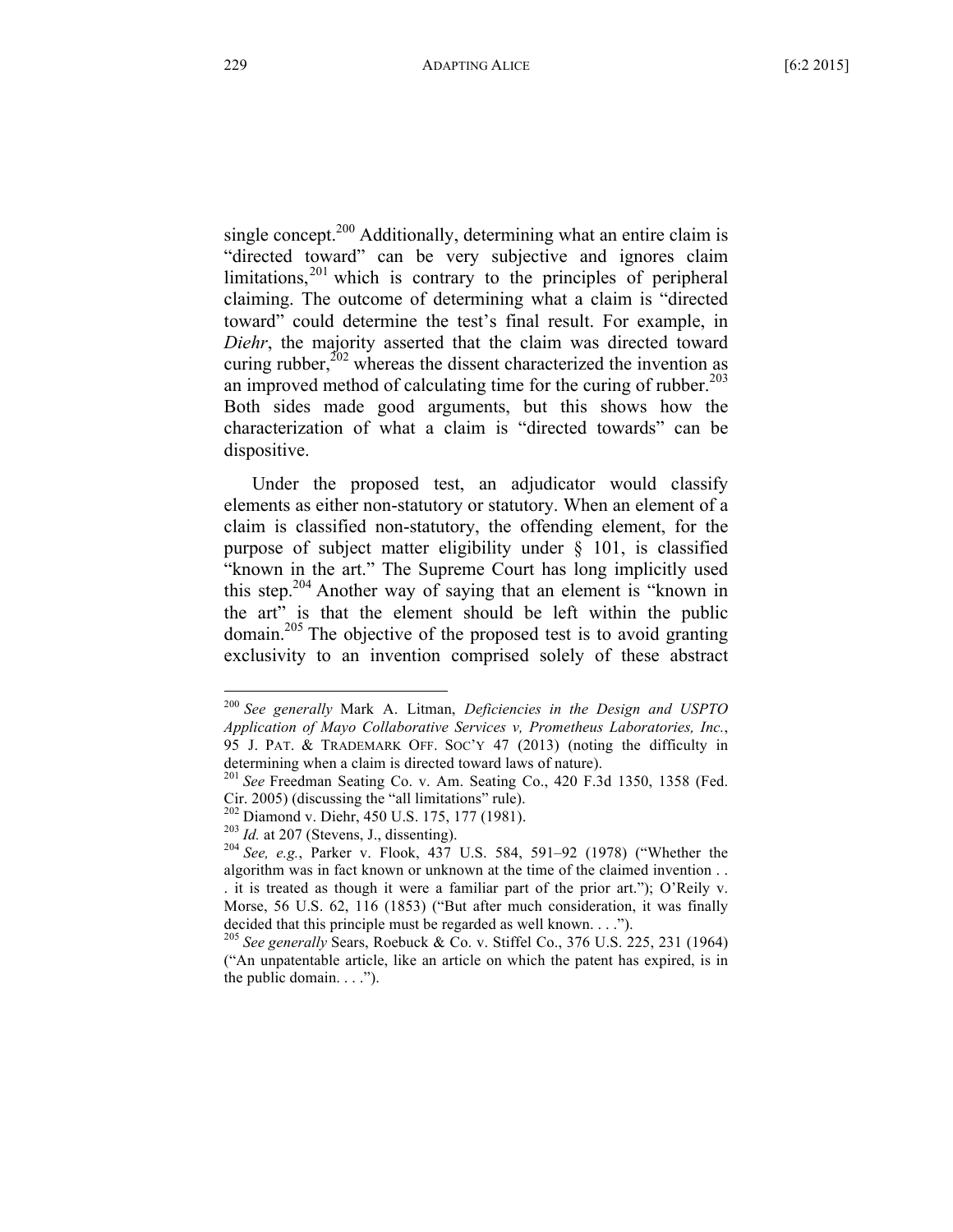single concept.[200] Additionally, determining what an entire claim is "directed toward" can be very subjective and ignores claim limitations,[201] which is contrary to the principles of peripheral claiming. The outcome of determining what a claim is "directed toward" could determine the test's final result. For example, in *Diehr*, the majority asserted that the claim was directed toward curing rubber,[202] whereas the dissent characterized the invention as an improved method of calculating time for the curing of rubber.[203] Both sides made good arguments, but this shows how the characterization of what a claim is "directed towards" can be dispositive.

Under the proposed test, an adjudicator would classify elements as either non-statutory or statutory. When an element of a claim is classified non-statutory, the offending element, for the purpose of subject matter eligibility under § 101, is classified "known in the art." The Supreme Court has long implicitly used this step.[204] Another way of saying that an element is "known in the art" is that the element should be left within the public domain.[205] The objective of the proposed test is to avoid granting exclusivity to an invention comprised solely of these abstract

---

[200] *See generally* Mark A. Litman, *Deficiencies in the Design and USPTO Application of Mayo Collaborative Services v, Prometheus Laboratories, Inc.*, 95 J. PAT. & TRADEMARK OFF. SOC'Y 47 (2013) (noting the difficulty in determining when a claim is directed toward laws of nature).

[201] *See* Freedman Seating Co. v. Am. Seating Co., 420 F.3d 1350, 1358 (Fed. Cir. 2005) (discussing the "all limitations" rule).

[202] Diamond v. Diehr, 450 U.S. 175, 177 (1981).

[203] *Id.* at 207 (Stevens, J., dissenting).

[204] *See, e.g.*, Parker v. Flook, 437 U.S. 584, 591–92 (1978) ("Whether the algorithm was in fact known or unknown at the time of the claimed invention . . . it is treated as though it were a familiar part of the prior art."); O'Reily v. Morse, 56 U.S. 62, 116 (1853) ("But after much consideration, it was finally decided that this principle must be regarded as well known. . . .").

[205] *See generally* Sears, Roebuck & Co. v. Stiffel Co., 376 U.S. 225, 231 (1964) ("An unpatentable article, like an article on which the patent has expired, is in the public domain. . . .").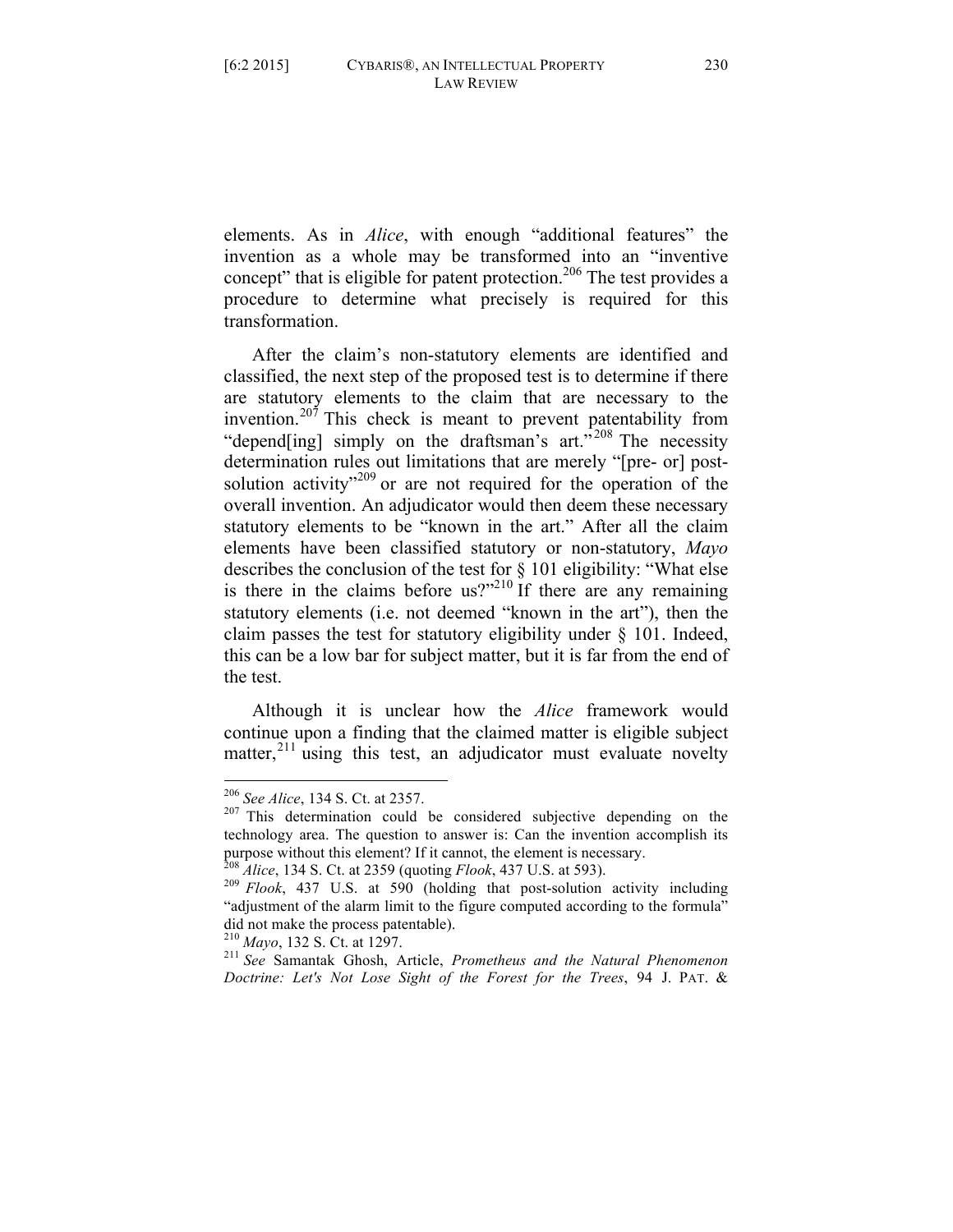elements. As in *Alice*, with enough "additional features" the invention as a whole may be transformed into an "inventive concept" that is eligible for patent protection.[206] The test provides a procedure to determine what precisely is required for this transformation.

After the claim's non-statutory elements are identified and classified, the next step of the proposed test is to determine if there are statutory elements to the claim that are necessary to the invention.[207] This check is meant to prevent patentability from "depend[ing] simply on the draftsman's art."[208] The necessity determination rules out limitations that are merely "[pre- or] post-solution activity"[209] or are not required for the operation of the overall invention. An adjudicator would then deem these necessary statutory elements to be "known in the art." After all the claim elements have been classified statutory or non-statutory, *Mayo* describes the conclusion of the test for § 101 eligibility: "What else is there in the claims before us?"[210] If there are any remaining statutory elements (i.e. not deemed "known in the art"), then the claim passes the test for statutory eligibility under § 101. Indeed, this can be a low bar for subject matter, but it is far from the end of the test.

Although it is unclear how the *Alice* framework would continue upon a finding that the claimed matter is eligible subject matter,[211] using this test, an adjudicator must evaluate novelty

---

[206] *See Alice*, 134 S. Ct. at 2357.

[207] This determination could be considered subjective depending on the technology area. The question to answer is: Can the invention accomplish its purpose without this element? If it cannot, the element is necessary.

[208] *Alice*, 134 S. Ct. at 2359 (quoting *Flook*, 437 U.S. at 593).

[209] *Flook*, 437 U.S. at 590 (holding that post-solution activity including "adjustment of the alarm limit to the figure computed according to the formula" did not make the process patentable).

[210] *Mayo*, 132 S. Ct. at 1297.

[211] *See* Samantak Ghosh, Article, *Prometheus and the Natural Phenomenon Doctrine: Let's Not Lose Sight of the Forest for the Trees*, 94 J. PAT. &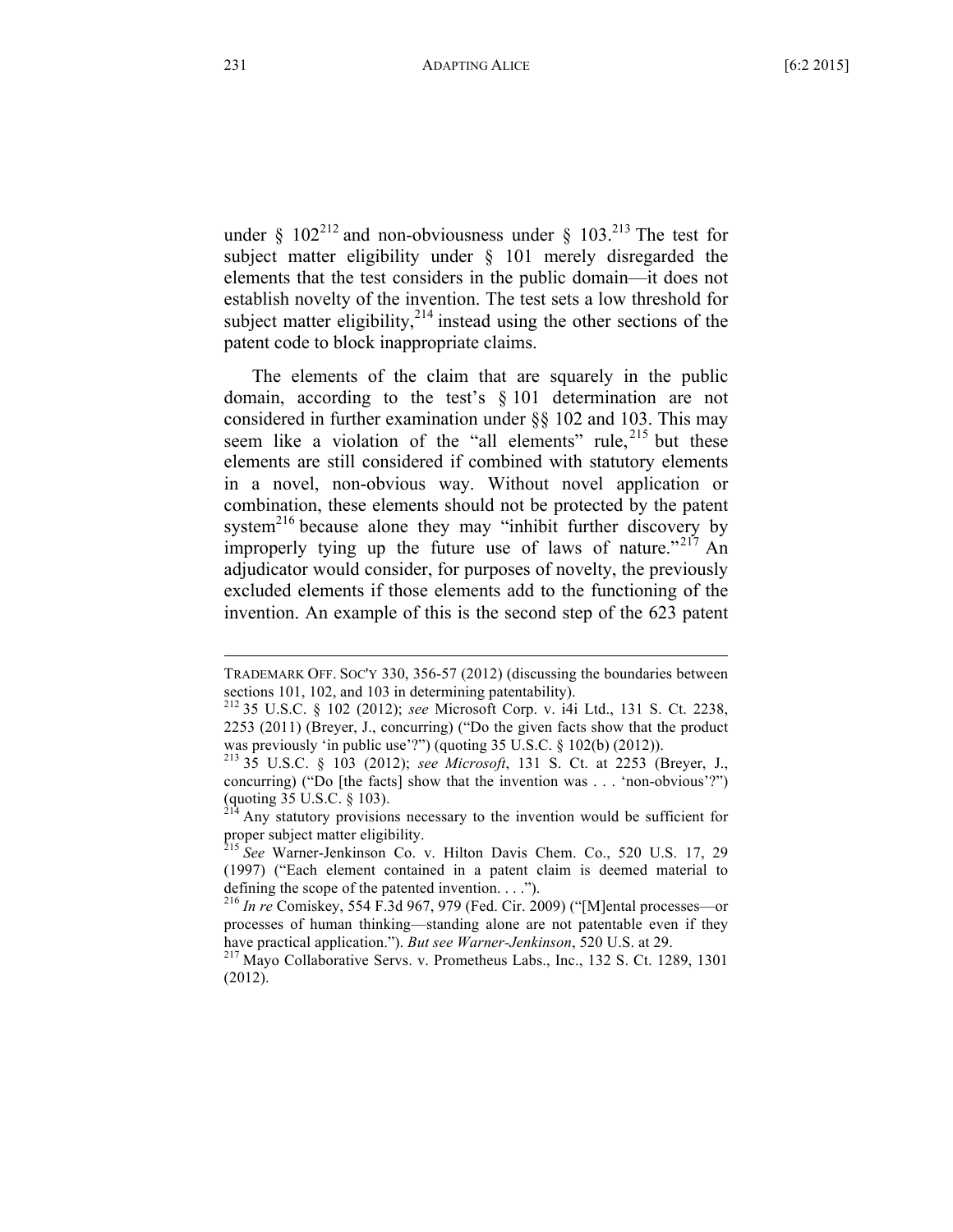under § 102[212] and non-obviousness under § 103.[213] The test for subject matter eligibility under § 101 merely disregarded the elements that the test considers in the public domain—it does not establish novelty of the invention. The test sets a low threshold for subject matter eligibility,[214] instead using the other sections of the patent code to block inappropriate claims.

The elements of the claim that are squarely in the public domain, according to the test's § 101 determination are not considered in further examination under §§ 102 and 103. This may seem like a violation of the "all elements" rule,[215] but these elements are still considered if combined with statutory elements in a novel, non-obvious way. Without novel application or combination, these elements should not be protected by the patent system[216] because alone they may "inhibit further discovery by improperly tying up the future use of laws of nature."[217] An adjudicator would consider, for purposes of novelty, the previously excluded elements if those elements add to the functioning of the invention. An example of this is the second step of the 623 patent

---

TRADEMARK OFF. SOC'Y 330, 356-57 (2012) (discussing the boundaries between sections 101, 102, and 103 in determining patentability).

[212] 35 U.S.C. § 102 (2012); *see* Microsoft Corp. v. i4i Ltd., 131 S. Ct. 2238, 2253 (2011) (Breyer, J., concurring) ("Do the given facts show that the product was previously 'in public use'?") (quoting 35 U.S.C. § 102(b) (2012)).

[213] 35 U.S.C. § 103 (2012); *see Microsoft*, 131 S. Ct. at 2253 (Breyer, J., concurring) ("Do [the facts] show that the invention was . . . 'non-obvious'?") (quoting 35 U.S.C. § 103).

[214] Any statutory provisions necessary to the invention would be sufficient for proper subject matter eligibility.

[215] *See* Warner-Jenkinson Co. v. Hilton Davis Chem. Co., 520 U.S. 17, 29 (1997) ("Each element contained in a patent claim is deemed material to defining the scope of the patented invention. . . .").

[216] *In re* Comiskey, 554 F.3d 967, 979 (Fed. Cir. 2009) ("[M]ental processes—or processes of human thinking—standing alone are not patentable even if they have practical application."). *But see Warner-Jenkinson*, 520 U.S. at 29.

[217] Mayo Collaborative Servs. v. Prometheus Labs., Inc., 132 S. Ct. 1289, 1301 (2012).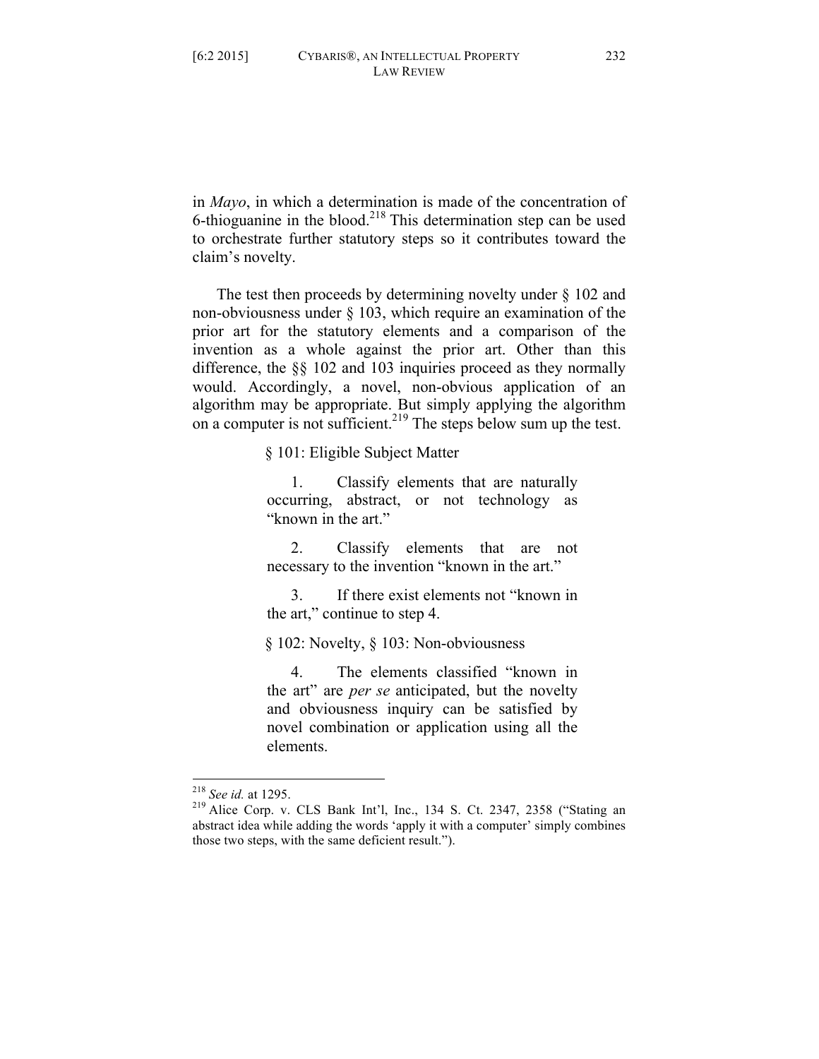in *Mayo*, in which a determination is made of the concentration of 6-thioguanine in the blood.[218] This determination step can be used to orchestrate further statutory steps so it contributes toward the claim's novelty.

The test then proceeds by determining novelty under § 102 and non-obviousness under § 103, which require an examination of the prior art for the statutory elements and a comparison of the invention as a whole against the prior art. Other than this difference, the §§ 102 and 103 inquiries proceed as they normally would. Accordingly, a novel, non-obvious application of an algorithm may be appropriate. But simply applying the algorithm on a computer is not sufficient.[219] The steps below sum up the test.

> § 101: Eligible Subject Matter
>
> 1. Classify elements that are naturally occurring, abstract, or not technology as "known in the art."
>
> 2. Classify elements that are not necessary to the invention "known in the art."
>
> 3. If there exist elements not "known in the art," continue to step 4.
>
> § 102: Novelty, § 103: Non-obviousness
>
> 4. The elements classified "known in the art" are *per se* anticipated, but the novelty and obviousness inquiry can be satisfied by novel combination or application using all the elements.

---

[218] *See id.* at 1295.

[219] Alice Corp. v. CLS Bank Int'l, Inc., 134 S. Ct. 2347, 2358 ("Stating an abstract idea while adding the words 'apply it with a computer' simply combines those two steps, with the same deficient result.").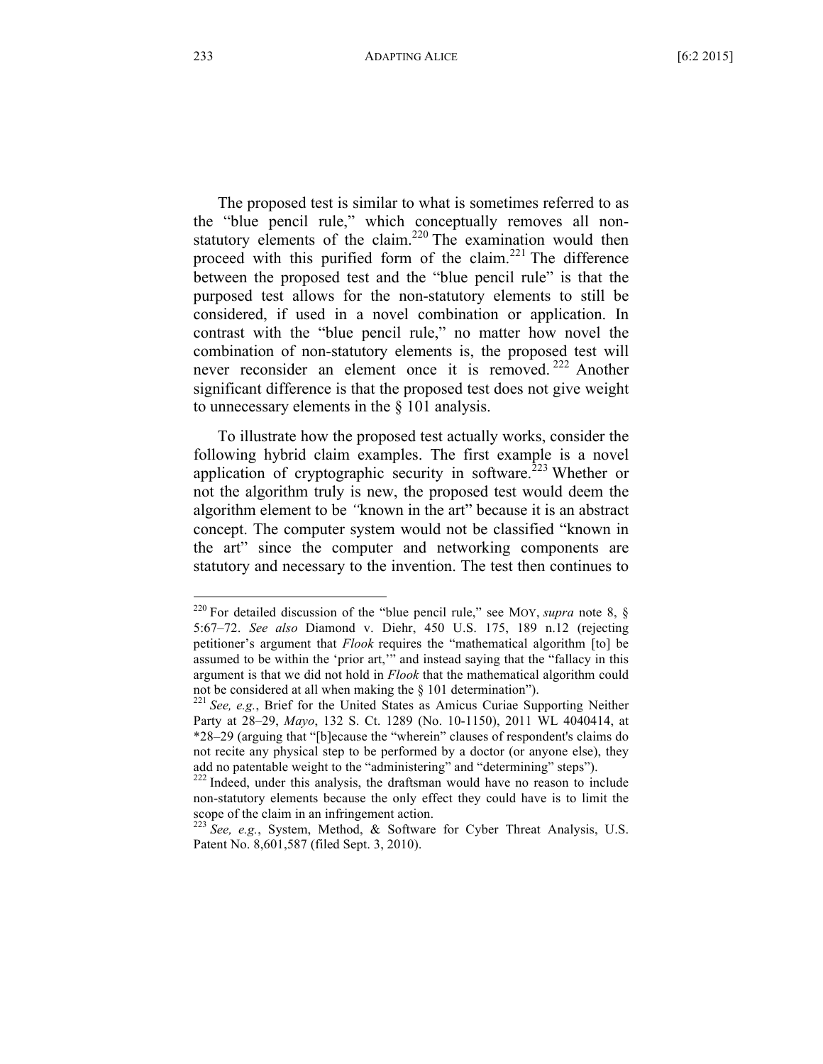The proposed test is similar to what is sometimes referred to as the "blue pencil rule," which conceptually removes all non-statutory elements of the claim.[220] The examination would then proceed with this purified form of the claim.[221] The difference between the proposed test and the "blue pencil rule" is that the purposed test allows for the non-statutory elements to still be considered, if used in a novel combination or application. In contrast with the "blue pencil rule," no matter how novel the combination of non-statutory elements is, the proposed test will never reconsider an element once it is removed.[222] Another significant difference is that the proposed test does not give weight to unnecessary elements in the § 101 analysis.

To illustrate how the proposed test actually works, consider the following hybrid claim examples. The first example is a novel application of cryptographic security in software.[223] Whether or not the algorithm truly is new, the proposed test would deem the algorithm element to be "known in the art" because it is an abstract concept. The computer system would not be classified "known in the art" since the computer and networking components are statutory and necessary to the invention. The test then continues to

---

[220] For detailed discussion of the "blue pencil rule," see MOY, *supra* note 8, § 5:67–72. *See also* Diamond v. Diehr, 450 U.S. 175, 189 n.12 (rejecting petitioner's argument that *Flook* requires the "mathematical algorithm [to] be assumed to be within the 'prior art,'" and instead saying that the "fallacy in this argument is that we did not hold in *Flook* that the mathematical algorithm could not be considered at all when making the § 101 determination").

[221] *See, e.g.*, Brief for the United States as Amicus Curiae Supporting Neither Party at 28–29, *Mayo*, 132 S. Ct. 1289 (No. 10-1150), 2011 WL 4040414, at *28–29 (arguing that "[b]ecause the "wherein" clauses of respondent's claims do not recite any physical step to be performed by a doctor (or anyone else), they add no patentable weight to the "administering" and "determining" steps").

[222] Indeed, under this analysis, the draftsman would have no reason to include non-statutory elements because the only effect they could have is to limit the scope of the claim in an infringement action.

[223] *See, e.g.*, System, Method, & Software for Cyber Threat Analysis, U.S. Patent No. 8,601,587 (filed Sept. 3, 2010).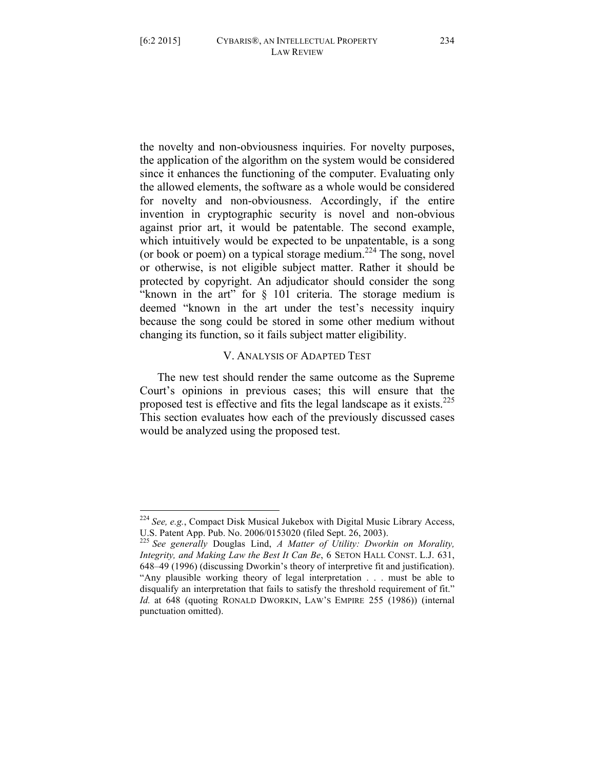the novelty and non-obviousness inquiries. For novelty purposes, the application of the algorithm on the system would be considered since it enhances the functioning of the computer. Evaluating only the allowed elements, the software as a whole would be considered for novelty and non-obviousness. Accordingly, if the entire invention in cryptographic security is novel and non-obvious against prior art, it would be patentable. The second example, which intuitively would be expected to be unpatentable, is a song (or book or poem) on a typical storage medium.[224] The song, novel or otherwise, is not eligible subject matter. Rather it should be protected by copyright. An adjudicator should consider the song "known in the art" for § 101 criteria. The storage medium is deemed "known in the art under the test's necessity inquiry because the song could be stored in some other medium without changing its function, so it fails subject matter eligibility.

## V. Analysis of Adapted Test

The new test should render the same outcome as the Supreme Court's opinions in previous cases; this will ensure that the proposed test is effective and fits the legal landscape as it exists.[225] This section evaluates how each of the previously discussed cases would be analyzed using the proposed test.

---

[224] *See, e.g.*, Compact Disk Musical Jukebox with Digital Music Library Access, U.S. Patent App. Pub. No. 2006/0153020 (filed Sept. 26, 2003).

[225] *See generally* Douglas Lind, *A Matter of Utility: Dworkin on Morality, Integrity, and Making Law the Best It Can Be*, 6 SETON HALL CONST. L.J. 631, 648–49 (1996) (discussing Dworkin's theory of interpretive fit and justification). "Any plausible working theory of legal interpretation . . . must be able to disqualify an interpretation that fails to satisfy the threshold requirement of fit." *Id.* at 648 (quoting RONALD DWORKIN, LAW'S EMPIRE 255 (1986)) (internal punctuation omitted).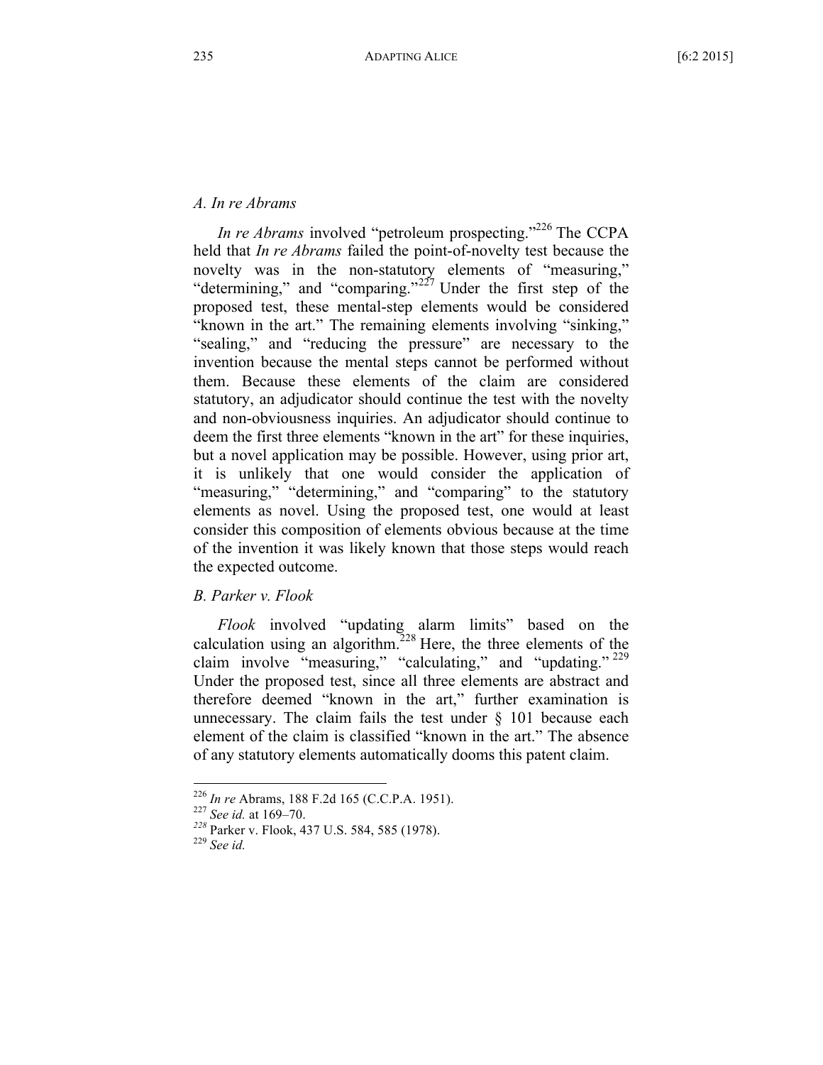### *A. In re Abrams*

*In re Abrams* involved "petroleum prospecting."[226] The CCPA held that *In re Abrams* failed the point-of-novelty test because the novelty was in the non-statutory elements of "measuring," "determining," and "comparing."[227] Under the first step of the proposed test, these mental-step elements would be considered "known in the art." The remaining elements involving "sinking," "sealing," and "reducing the pressure" are necessary to the invention because the mental steps cannot be performed without them. Because these elements of the claim are considered statutory, an adjudicator should continue the test with the novelty and non-obviousness inquiries. An adjudicator should continue to deem the first three elements "known in the art" for these inquiries, but a novel application may be possible. However, using prior art, it is unlikely that one would consider the application of "measuring," "determining," and "comparing" to the statutory elements as novel. Using the proposed test, one would at least consider this composition of elements obvious because at the time of the invention it was likely known that those steps would reach the expected outcome.

### *B. Parker v. Flook*

*Flook* involved "updating alarm limits" based on the calculation using an algorithm.[228] Here, the three elements of the claim involve "measuring," "calculating," and "updating."[229] Under the proposed test, since all three elements are abstract and therefore deemed "known in the art," further examination is unnecessary. The claim fails the test under § 101 because each element of the claim is classified "known in the art." The absence of any statutory elements automatically dooms this patent claim.

---

[226] *In re* Abrams, 188 F.2d 165 (C.C.P.A. 1951).

[227] *See id.* at 169–70.

[228] Parker v. Flook, 437 U.S. 584, 585 (1978).

[229] *See id.*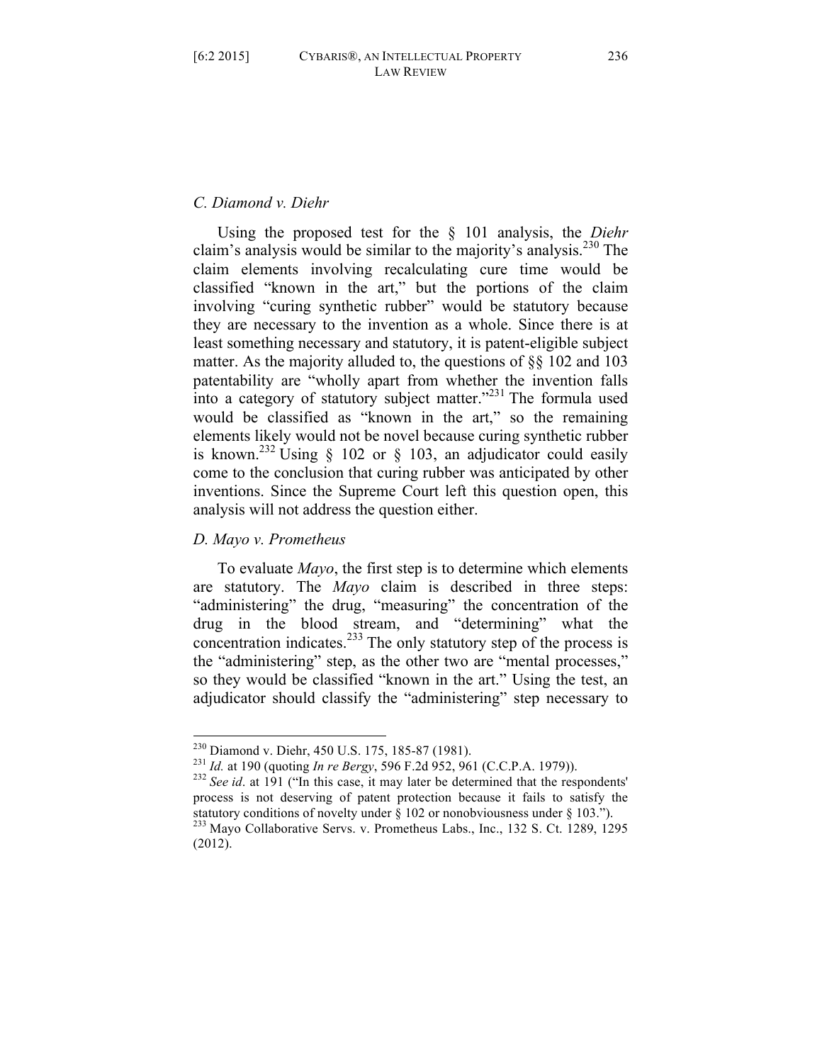### *C. Diamond v. Diehr*

Using the proposed test for the § 101 analysis, the *Diehr* claim's analysis would be similar to the majority's analysis.[230] The claim elements involving recalculating cure time would be classified "known in the art," but the portions of the claim involving "curing synthetic rubber" would be statutory because they are necessary to the invention as a whole. Since there is at least something necessary and statutory, it is patent-eligible subject matter. As the majority alluded to, the questions of §§ 102 and 103 patentability are "wholly apart from whether the invention falls into a category of statutory subject matter."[231] The formula used would be classified as "known in the art," so the remaining elements likely would not be novel because curing synthetic rubber is known.[232] Using § 102 or § 103, an adjudicator could easily come to the conclusion that curing rubber was anticipated by other inventions. Since the Supreme Court left this question open, this analysis will not address the question either.

### *D. Mayo v. Prometheus*

To evaluate *Mayo*, the first step is to determine which elements are statutory. The *Mayo* claim is described in three steps: "administering" the drug, "measuring" the concentration of the drug in the blood stream, and "determining" what the concentration indicates.[233] The only statutory step of the process is the "administering" step, as the other two are "mental processes," so they would be classified "known in the art." Using the test, an adjudicator should classify the "administering" step necessary to

---

[230] Diamond v. Diehr, 450 U.S. 175, 185-87 (1981).

[231] *Id.* at 190 (quoting *In re Bergy*, 596 F.2d 952, 961 (C.C.P.A. 1979)).

[232] *See id*. at 191 ("In this case, it may later be determined that the respondents' process is not deserving of patent protection because it fails to satisfy the statutory conditions of novelty under § 102 or nonobviousness under § 103.").

[233] Mayo Collaborative Servs. v. Prometheus Labs., Inc., 132 S. Ct. 1289, 1295 (2012).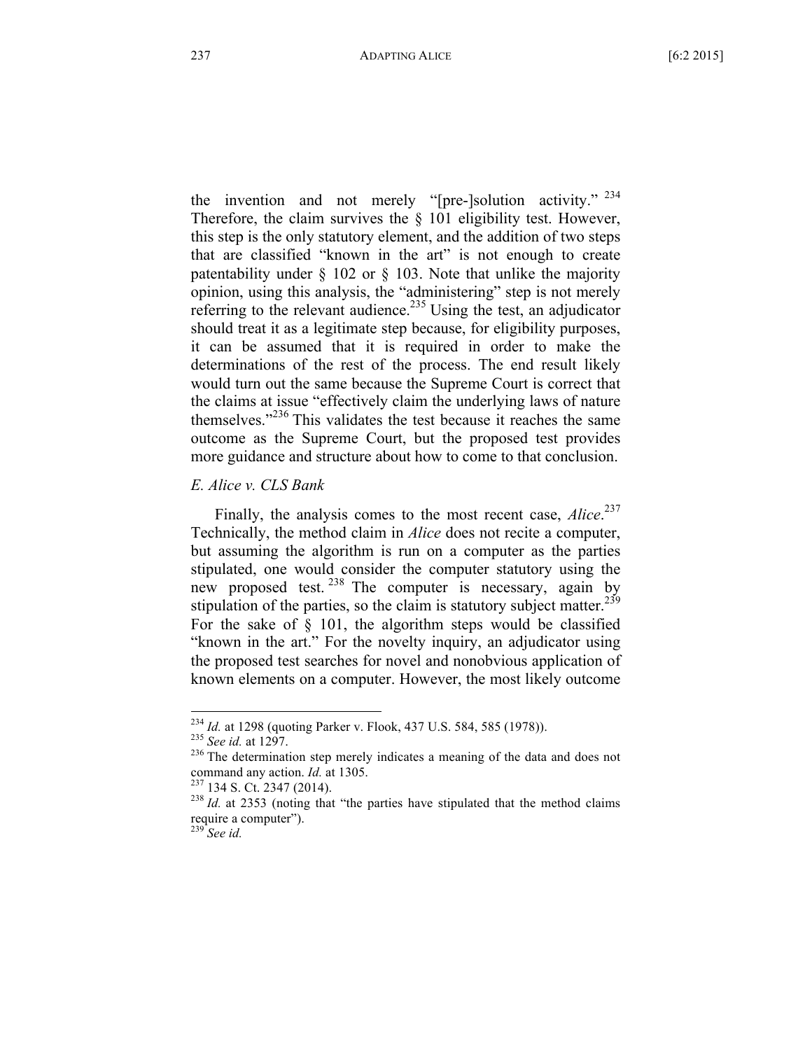the invention and not merely "[pre-]solution activity."[234] Therefore, the claim survives the § 101 eligibility test. However, this step is the only statutory element, and the addition of two steps that are classified "known in the art" is not enough to create patentability under § 102 or § 103. Note that unlike the majority opinion, using this analysis, the "administering" step is not merely referring to the relevant audience.[235] Using the test, an adjudicator should treat it as a legitimate step because, for eligibility purposes, it can be assumed that it is required in order to make the determinations of the rest of the process. The end result likely would turn out the same because the Supreme Court is correct that the claims at issue "effectively claim the underlying laws of nature themselves."[236] This validates the test because it reaches the same outcome as the Supreme Court, but the proposed test provides more guidance and structure about how to come to that conclusion.

### *E. Alice v. CLS Bank*

Finally, the analysis comes to the most recent case, *Alice*.[237] Technically, the method claim in *Alice* does not recite a computer, but assuming the algorithm is run on a computer as the parties stipulated, one would consider the computer statutory using the new proposed test.[238] The computer is necessary, again by stipulation of the parties, so the claim is statutory subject matter.[239] For the sake of § 101, the algorithm steps would be classified "known in the art." For the novelty inquiry, an adjudicator using the proposed test searches for novel and nonobvious application of known elements on a computer. However, the most likely outcome

---

[234] *Id.* at 1298 (quoting Parker v. Flook, 437 U.S. 584, 585 (1978)).

[235] *See id.* at 1297.

[236] The determination step merely indicates a meaning of the data and does not command any action. *Id.* at 1305.

[237] 134 S. Ct. 2347 (2014).

[238] *Id.* at 2353 (noting that "the parties have stipulated that the method claims require a computer").

[239] *See id.*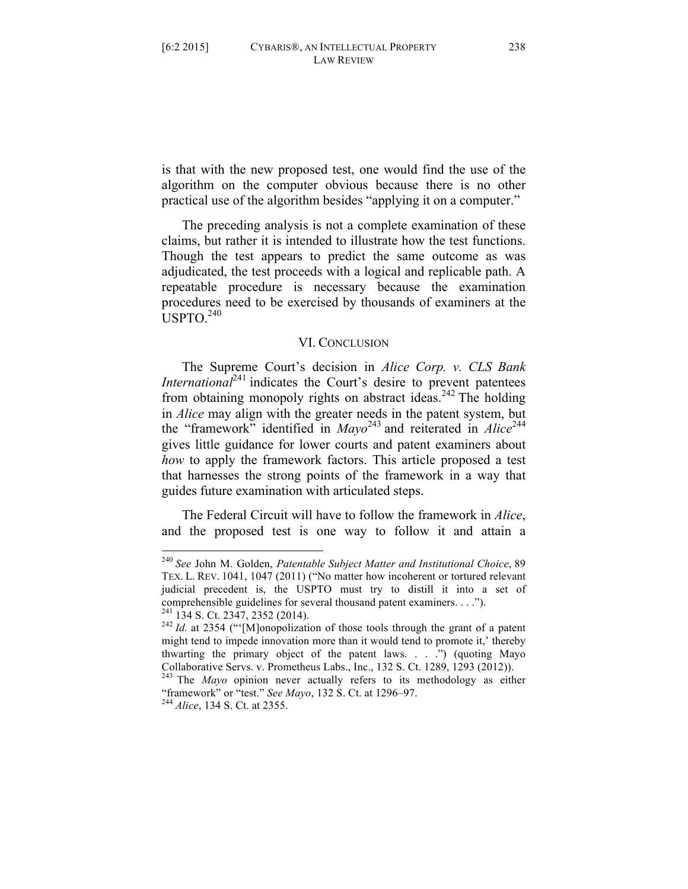is that with the new proposed test, one would find the use of the algorithm on the computer obvious because there is no other practical use of the algorithm besides "applying it on a computer."

The preceding analysis is not a complete examination of these claims, but rather it is intended to illustrate how the test functions. Though the test appears to predict the same outcome as was adjudicated, the test proceeds with a logical and replicable path. A repeatable procedure is necessary because the examination procedures need to be exercised by thousands of examiners at the USPTO.[240]

## VI. CONCLUSION

The Supreme Court's decision in *Alice Corp. v. CLS Bank International*[241] indicates the Court's desire to prevent patentees from obtaining monopoly rights on abstract ideas.[242] The holding in *Alice* may align with the greater needs in the patent system, but the "framework" identified in *Mayo*[243] and reiterated in *Alice*[244] gives little guidance for lower courts and patent examiners about *how* to apply the framework factors. This article proposed a test that harnesses the strong points of the framework in a way that guides future examination with articulated steps.

The Federal Circuit will have to follow the framework in *Alice*, and the proposed test is one way to follow it and attain a

---

[240] *See* John M. Golden, *Patentable Subject Matter and Institutional Choice*, 89 TEX. L. REV. 1041, 1047 (2011) ("No matter how incoherent or tortured relevant judicial precedent is, the USPTO must try to distill it into a set of comprehensible guidelines for several thousand patent examiners. . . .").

[241] 134 S. Ct. 2347, 2352 (2014).

[242] *Id.* at 2354 ("'[M]onopolization of those tools through the grant of a patent might tend to impede innovation more than it would tend to promote it,' thereby thwarting the primary object of the patent laws. . . .") (quoting Mayo Collaborative Servs. v. Prometheus Labs., Inc., 132 S. Ct. 1289, 1293 (2012)).

[243] The *Mayo* opinion never actually refers to its methodology as either "framework" or "test." *See Mayo*, 132 S. Ct. at 1296–97.

[244] *Alice*, 134 S. Ct. at 2355.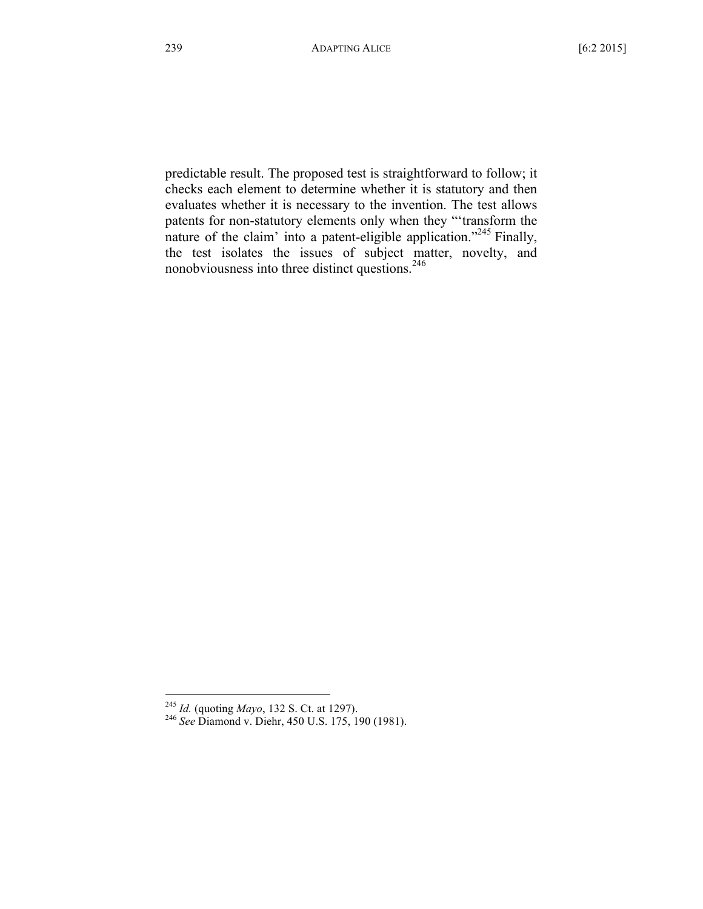predictable result. The proposed test is straightforward to follow; it checks each element to determine whether it is statutory and then evaluates whether it is necessary to the invention. The test allows patents for non-statutory elements only when they "'transform the nature of the claim' into a patent-eligible application."[245] Finally, the test isolates the issues of subject matter, novelty, and nonobviousness into three distinct questions.[246]

---

[245] *Id.* (quoting *Mayo*, 132 S. Ct. at 1297).

[246] *See* Diamond v. Diehr, 450 U.S. 175, 190 (1981).